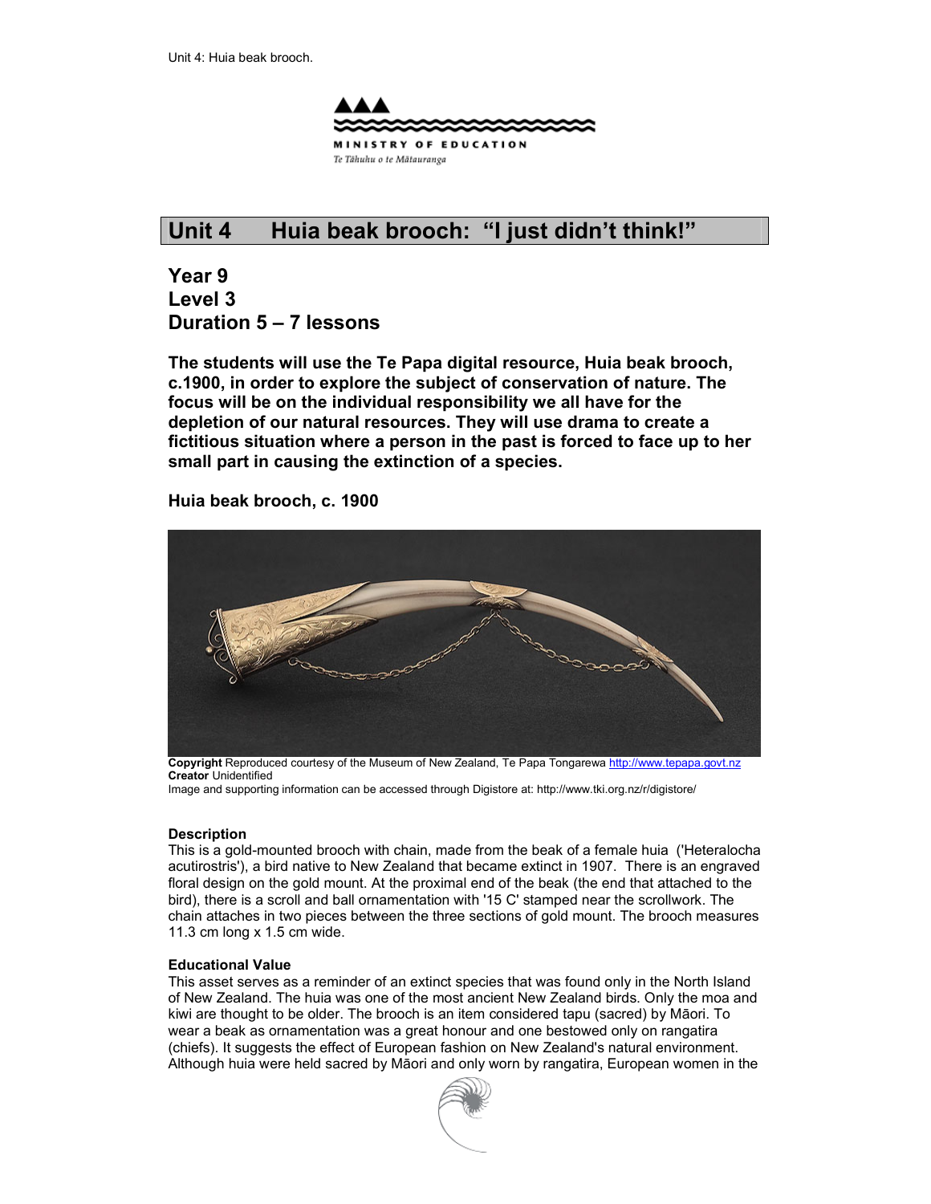MINISTRY OF EDUCATION

*Te Tāhuhu o te Mātauranga*

# Unit 4 Huia beak brooch: "I just didn't think!"

## Year 9
## Level 3
## Duration 5 – 7 lessons

**The students will use the Te Papa digital resource, Huia beak brooch, c.1900, in order to explore the subject of conservation of nature. The focus will be on the individual responsibility we all have for the depletion of our natural resources. They will use drama to create a fictitious situation where a person in the past is forced to face up to her small part in causing the extinction of a species.**

### Huia beak brooch, c. 1900

**Copyright** Reproduced courtesy of the Museum of New Zealand, Te Papa Tongarewa http://www.tepapa.govt.nz
**Creator** Unidentified
Image and supporting information can be accessed through Digistore at: http://www.tki.org.nz/r/digistore/

**Description**
This is a gold-mounted brooch with chain, made from the beak of a female huia ('Heteralocha acutirostris'), a bird native to New Zealand that became extinct in 1907. There is an engraved floral design on the gold mount. At the proximal end of the beak (the end that attached to the bird), there is a scroll and ball ornamentation with '15 C' stamped near the scrollwork. The chain attaches in two pieces between the three sections of gold mount. The brooch measures 11.3 cm long x 1.5 cm wide.

**Educational Value**
This asset serves as a reminder of an extinct species that was found only in the North Island of New Zealand. The huia was one of the most ancient New Zealand birds. Only the moa and kiwi are thought to be older. The brooch is an item considered tapu (sacred) by Māori. To wear a beak as ornamentation was a great honour and one bestowed only on rangatira (chiefs). It suggests the effect of European fashion on New Zealand's natural environment. Although huia were held sacred by Māori and only worn by rangatira, European women in the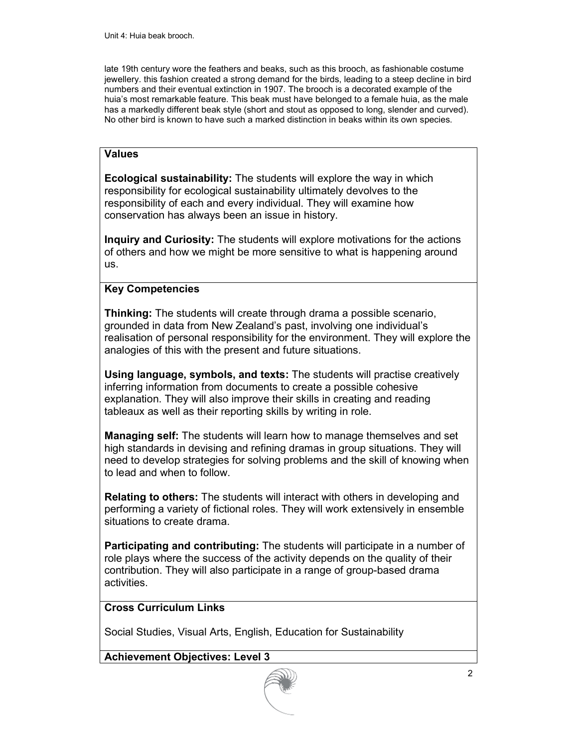late 19th century wore the feathers and beaks, such as this brooch, as fashionable costume jewellery. this fashion created a strong demand for the birds, leading to a steep decline in bird numbers and their eventual extinction in 1907. The brooch is a decorated example of the huia's most remarkable feature. This beak must have belonged to a female huia, as the male has a markedly different beak style (short and stout as opposed to long, slender and curved). No other bird is known to have such a marked distinction in beaks within its own species.

### Values

**Ecological sustainability:** The students will explore the way in which responsibility for ecological sustainability ultimately devolves to the responsibility of each and every individual. They will examine how conservation has always been an issue in history.

**Inquiry and Curiosity:** The students will explore motivations for the actions of others and how we might be more sensitive to what is happening around us.

### Key Competencies

**Thinking:** The students will create through drama a possible scenario, grounded in data from New Zealand's past, involving one individual's realisation of personal responsibility for the environment. They will explore the analogies of this with the present and future situations.

**Using language, symbols, and texts:** The students will practise creatively inferring information from documents to create a possible cohesive explanation. They will also improve their skills in creating and reading tableaux as well as their reporting skills by writing in role.

**Managing self:** The students will learn how to manage themselves and set high standards in devising and refining dramas in group situations. They will need to develop strategies for solving problems and the skill of knowing when to lead and when to follow.

**Relating to others:** The students will interact with others in developing and performing a variety of fictional roles. They will work extensively in ensemble situations to create drama.

**Participating and contributing:** The students will participate in a number of role plays where the success of the activity depends on the quality of their contribution. They will also participate in a range of group-based drama activities.

### Cross Curriculum Links

Social Studies, Visual Arts, English, Education for Sustainability

### Achievement Objectives: Level 3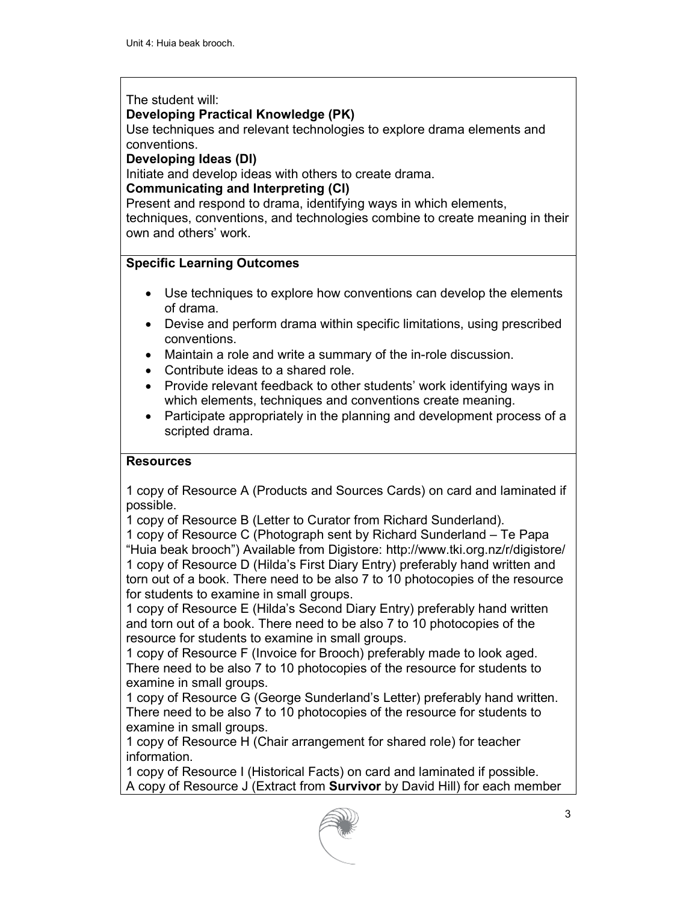The student will:

**Developing Practical Knowledge (PK)**

Use techniques and relevant technologies to explore drama elements and conventions.

**Developing Ideas (DI)**

Initiate and develop ideas with others to create drama.

**Communicating and Interpreting (CI)**

Present and respond to drama, identifying ways in which elements, techniques, conventions, and technologies combine to create meaning in their own and others' work.

**Specific Learning Outcomes**

- Use techniques to explore how conventions can develop the elements of drama.
- Devise and perform drama within specific limitations, using prescribed conventions.
- Maintain a role and write a summary of the in-role discussion.
- Contribute ideas to a shared role.
- Provide relevant feedback to other students' work identifying ways in which elements, techniques and conventions create meaning.
- Participate appropriately in the planning and development process of a scripted drama.

**Resources**

1 copy of Resource A (Products and Sources Cards) on card and laminated if possible.

1 copy of Resource B (Letter to Curator from Richard Sunderland).

1 copy of Resource C (Photograph sent by Richard Sunderland – Te Papa "Huia beak brooch") Available from Digistore: http://www.tki.org.nz/r/digistore/

1 copy of Resource D (Hilda's First Diary Entry) preferably hand written and torn out of a book. There need to be also 7 to 10 photocopies of the resource for students to examine in small groups.

1 copy of Resource E (Hilda's Second Diary Entry) preferably hand written and torn out of a book. There need to be also 7 to 10 photocopies of the resource for students to examine in small groups.

1 copy of Resource F (Invoice for Brooch) preferably made to look aged. There need to be also 7 to 10 photocopies of the resource for students to examine in small groups.

1 copy of Resource G (George Sunderland's Letter) preferably hand written. There need to be also 7 to 10 photocopies of the resource for students to examine in small groups.

1 copy of Resource H (Chair arrangement for shared role) for teacher information.

1 copy of Resource I (Historical Facts) on card and laminated if possible.

A copy of Resource J (Extract from **Survivor** by David Hill) for each member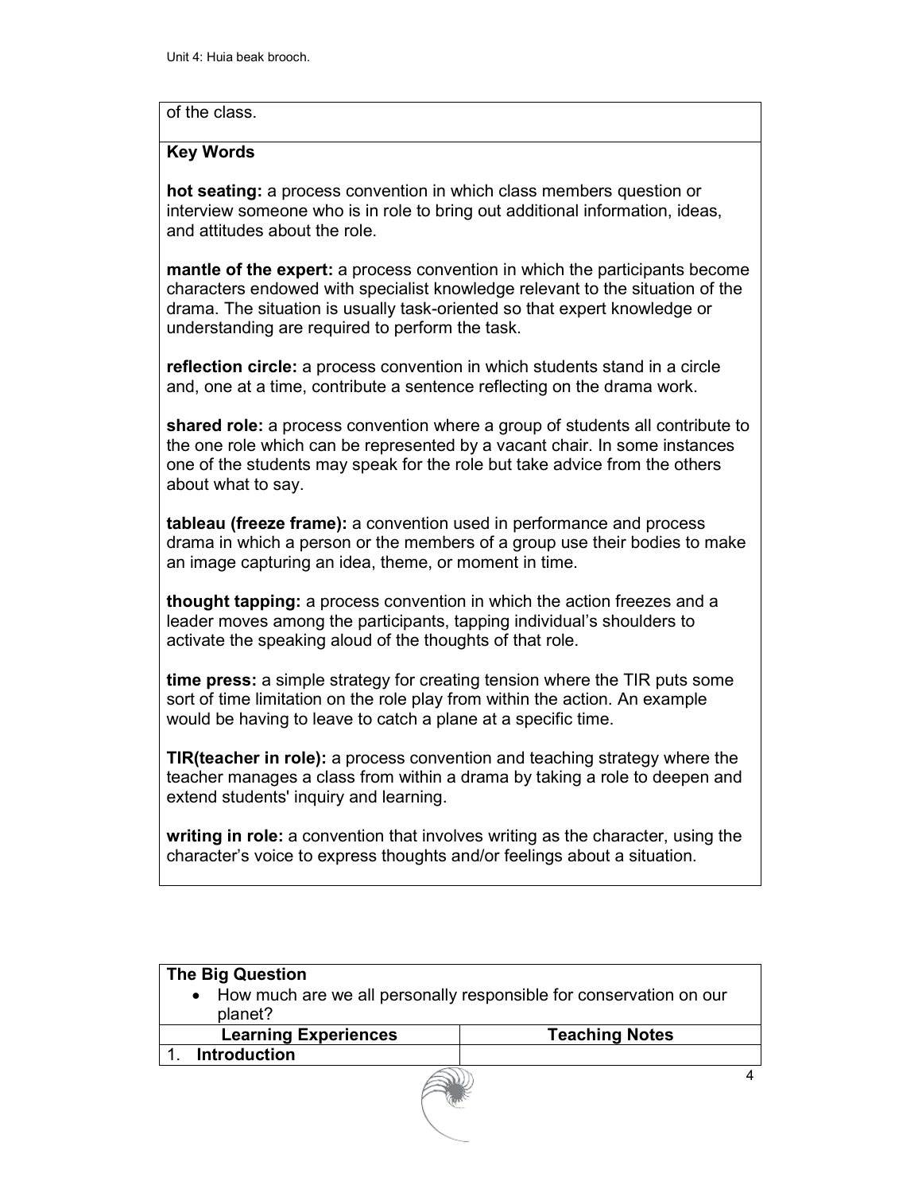of the class.

**Key Words**

**hot seating:** a process convention in which class members question or interview someone who is in role to bring out additional information, ideas, and attitudes about the role.

**mantle of the expert:** a process convention in which the participants become characters endowed with specialist knowledge relevant to the situation of the drama. The situation is usually task-oriented so that expert knowledge or understanding are required to perform the task.

**reflection circle:** a process convention in which students stand in a circle and, one at a time, contribute a sentence reflecting on the drama work.

**shared role:** a process convention where a group of students all contribute to the one role which can be represented by a vacant chair. In some instances one of the students may speak for the role but take advice from the others about what to say.

**tableau (freeze frame):** a convention used in performance and process drama in which a person or the members of a group use their bodies to make an image capturing an idea, theme, or moment in time.

**thought tapping:** a process convention in which the action freezes and a leader moves among the participants, tapping individual's shoulders to activate the speaking aloud of the thoughts of that role.

**time press:** a simple strategy for creating tension where the TIR puts some sort of time limitation on the role play from within the action. An example would be having to leave to catch a plane at a specific time.

**TIR(teacher in role):** a process convention and teaching strategy where the teacher manages a class from within a drama by taking a role to deepen and extend students' inquiry and learning.

**writing in role:** a convention that involves writing as the character, using the character's voice to express thoughts and/or feelings about a situation.

**The Big Question**

- How much are we all personally responsible for conservation on our planet?

| Learning Experiences | Teaching Notes |
| --- | --- |
| 1. **Introduction** | |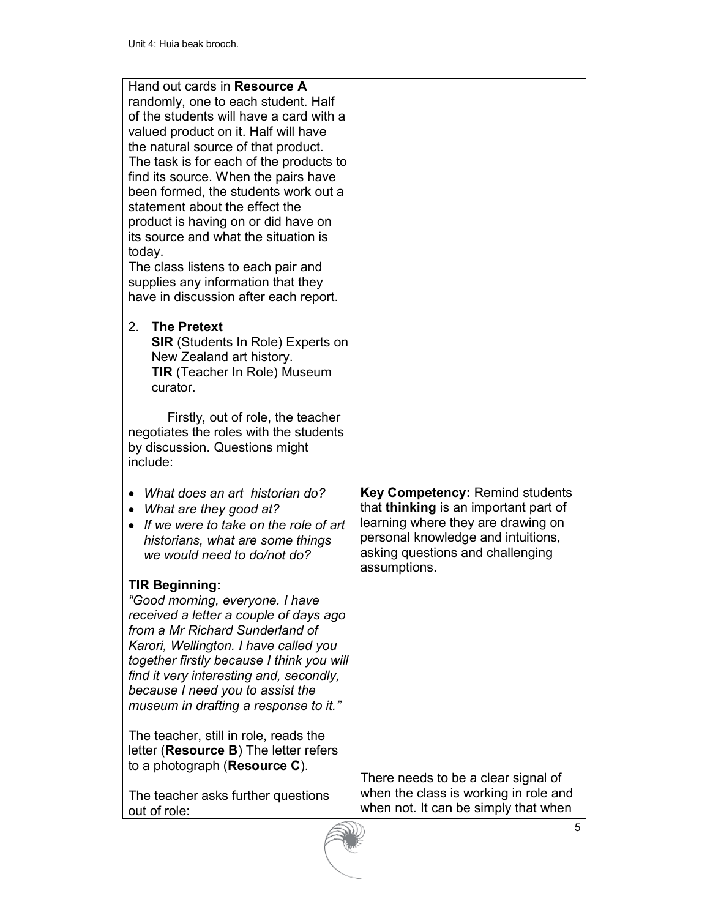| | |
|---|---|
| Hand out cards in **Resource A** randomly, one to each student. Half of the students will have a card with a valued product on it. Half will have the natural source of that product. The task is for each of the products to find its source. When the pairs have been formed, the students work out a statement about the effect the product is having on or did have on its source and what the situation is today.<br>The class listens to each pair and supplies any information that they have in discussion after each report. | |
| 2. **The Pretext**<br>**SIR** (Students In Role) Experts on New Zealand art history.<br>**TIR** (Teacher In Role) Museum curator.<br><br>Firstly, out of role, the teacher negotiates the roles with the students by discussion. Questions might include: | |
| • *What does an art historian do?*<br>• *What are they good at?*<br>• *If we were to take on the role of art historians, what are some things we would need to do/not do?* | **Key Competency:** Remind students that **thinking** is an important part of learning where they are drawing on personal knowledge and intuitions, asking questions and challenging assumptions. |
| **TIR Beginning:**<br>*"Good morning, everyone. I have received a letter a couple of days ago from a Mr Richard Sunderland of Karori, Wellington. I have called you together firstly because I think you will find it very interesting and, secondly, because I need you to assist the museum in drafting a response to it."*<br><br>The teacher, still in role, reads the letter (**Resource B**) The letter refers to a photograph (**Resource C**).<br><br>The teacher asks further questions out of role: | There needs to be a clear signal of when the class is working in role and when not. It can be simply that when |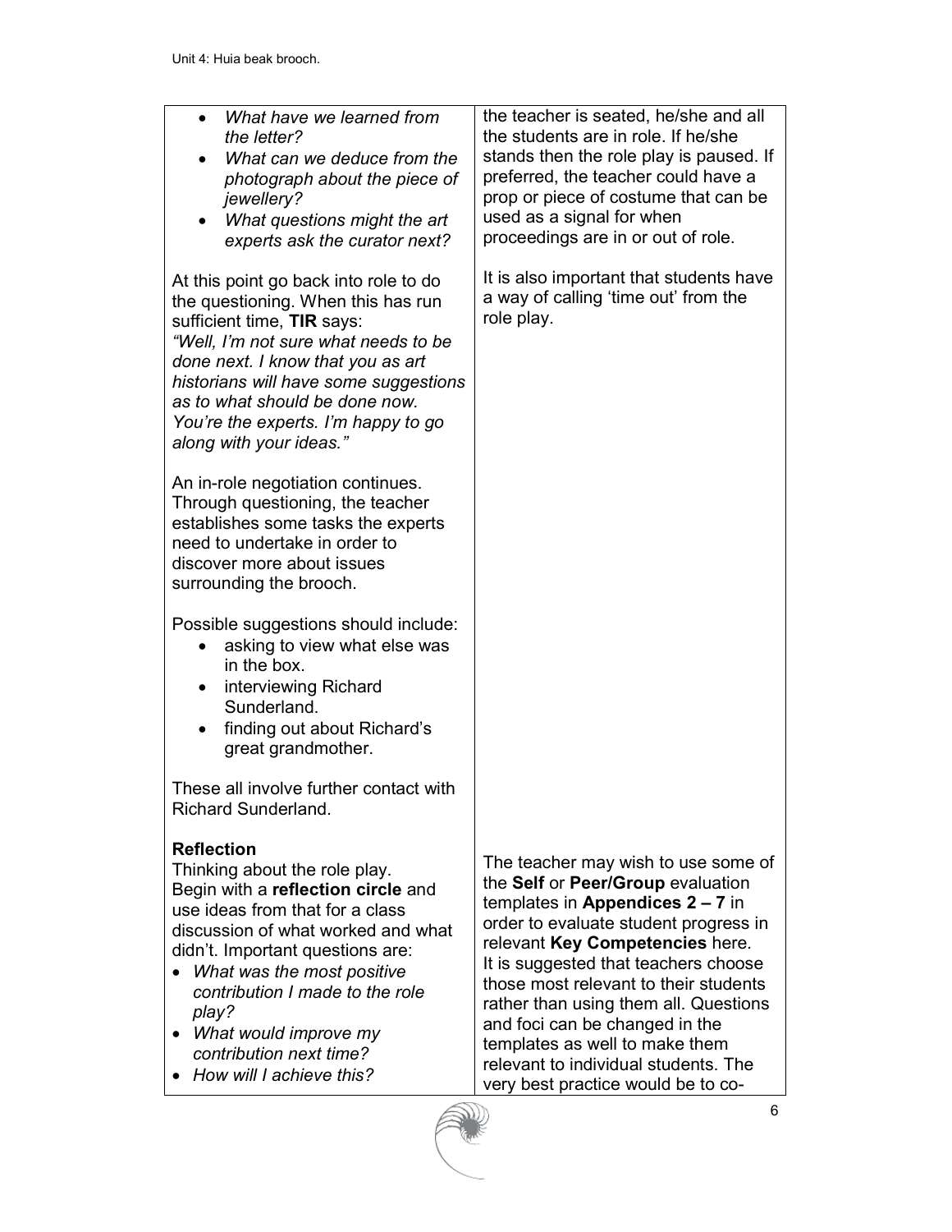| | |
|---|---|
| • *What have we learned from the letter?*<br>• *What can we deduce from the photograph about the piece of jewellery?*<br>• *What questions might the art experts ask the curator next?*<br><br>At this point go back into role to do the questioning. When this has run sufficient time, **TIR** says:<br>*"Well, I'm not sure what needs to be done next. I know that you as art historians will have some suggestions as to what should be done now. You're the experts. I'm happy to go along with your ideas."*<br><br>An in-role negotiation continues. Through questioning, the teacher establishes some tasks the experts need to undertake in order to discover more about issues surrounding the brooch.<br><br>Possible suggestions should include:<br>• asking to view what else was in the box.<br>• interviewing Richard Sunderland.<br>• finding out about Richard's great grandmother.<br><br>These all involve further contact with Richard Sunderland. | the teacher is seated, he/she and all the students are in role. If he/she stands then the role play is paused. If preferred, the teacher could have a prop or piece of costume that can be used as a signal for when proceedings are in or out of role.<br><br>It is also important that students have a way of calling 'time out' from the role play. |
| **Reflection**<br>Thinking about the role play.<br>Begin with a **reflection circle** and use ideas from that for a class discussion of what worked and what didn't. Important questions are:<br>• *What was the most positive contribution I made to the role play?*<br>• *What would improve my contribution next time?*<br>• *How will I achieve this?* | The teacher may wish to use some of the **Self** or **Peer/Group** evaluation templates in **Appendices 2 – 7** in order to evaluate student progress in relevant **Key Competencies** here. It is suggested that teachers choose those most relevant to their students rather than using them all. Questions and foci can be changed in the templates as well to make them relevant to individual students. The very best practice would be to co- |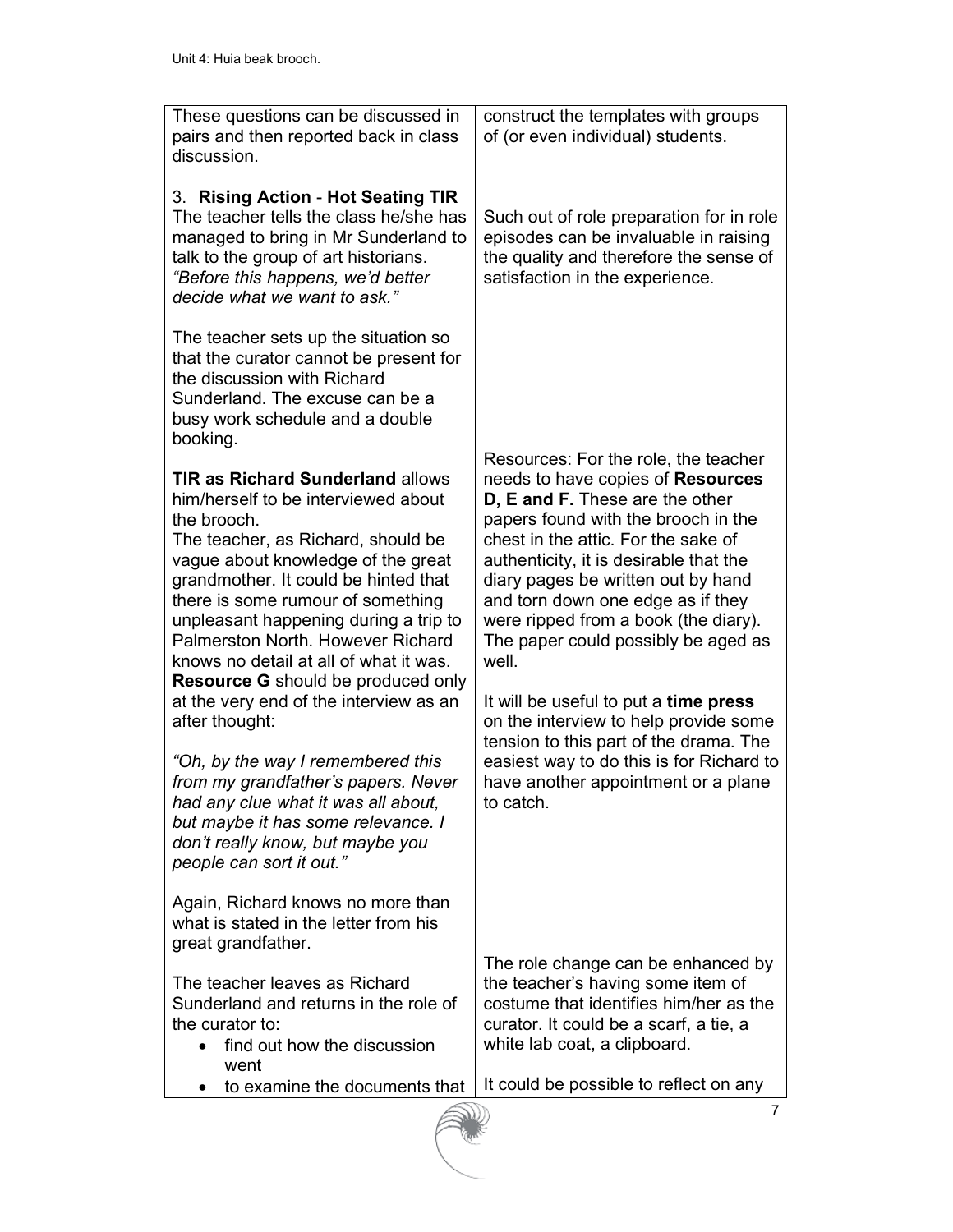| | |
|---|---|
| These questions can be discussed in pairs and then reported back in class discussion. | construct the templates with groups of (or even individual) students. |
| 3. **Rising Action** - **Hot Seating TIR**<br>The teacher tells the class he/she has managed to bring in Mr Sunderland to talk to the group of art historians. *"Before this happens, we'd better decide what we want to ask."*<br><br>The teacher sets up the situation so that the curator cannot be present for the discussion with Richard Sunderland. The excuse can be a busy work schedule and a double booking. | Such out of role preparation for in role episodes can be invaluable in raising the quality and therefore the sense of satisfaction in the experience. |
| **TIR as Richard Sunderland** allows him/herself to be interviewed about the brooch.<br>The teacher, as Richard, should be vague about knowledge of the great grandmother. It could be hinted that there is some rumour of something unpleasant happening during a trip to Palmerston North. However Richard knows no detail at all of what it was.<br>**Resource G** should be produced only at the very end of the interview as an after thought:<br><br>*"Oh, by the way I remembered this from my grandfather's papers. Never had any clue what it was all about, but maybe it has some relevance. I don't really know, but maybe you people can sort it out."*<br><br>Again, Richard knows no more than what is stated in the letter from his great grandfather. | Resources: For the role, the teacher needs to have copies of **Resources D, E and F.** These are the other papers found with the brooch in the chest in the attic. For the sake of authenticity, it is desirable that the diary pages be written out by hand and torn down one edge as if they were ripped from a book (the diary). The paper could possibly be aged as well.<br><br>It will be useful to put a **time press** on the interview to help provide some tension to this part of the drama. The easiest way to do this is for Richard to have another appointment or a plane to catch. |
| The teacher leaves as Richard Sunderland and returns in the role of the curator to:<br>• find out how the discussion went<br>• to examine the documents that | The role change can be enhanced by the teacher's having some item of costume that identifies him/her as the curator. It could be a scarf, a tie, a white lab coat, a clipboard.<br><br>It could be possible to reflect on any |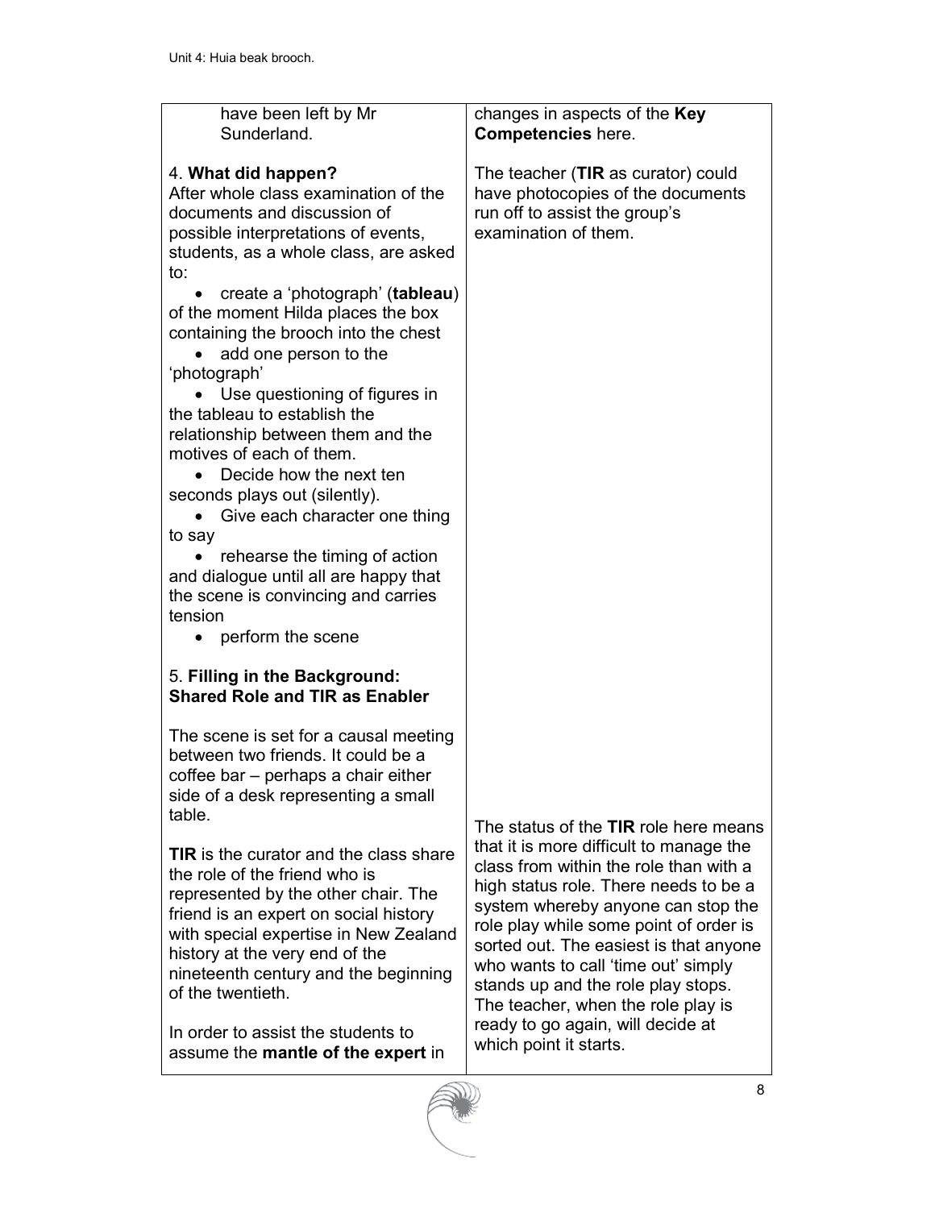| | |
|---|---|
| have been left by Mr Sunderland.<br><br>4. **What did happen?**<br>After whole class examination of the documents and discussion of possible interpretations of events, students, as a whole class, are asked to:<br>• create a 'photograph' (**tableau**) of the moment Hilda places the box containing the brooch into the chest<br>• add one person to the 'photograph'<br>• Use questioning of figures in the tableau to establish the relationship between them and the motives of each of them.<br>• Decide how the next ten seconds plays out (silently).<br>• Give each character one thing to say<br>• rehearse the timing of action and dialogue until all are happy that the scene is convincing and carries tension<br>• perform the scene | changes in aspects of the **Key Competencies** here.<br><br>The teacher (**TIR** as curator) could have photocopies of the documents run off to assist the group's examination of them. |
| 5. **Filling in the Background: Shared Role and TIR as Enabler**<br><br>The scene is set for a causal meeting between two friends. It could be a coffee bar – perhaps a chair either side of a desk representing a small table.<br><br>**TIR** is the curator and the class share the role of the friend who is represented by the other chair. The friend is an expert on social history with special expertise in New Zealand history at the very end of the nineteenth century and the beginning of the twentieth.<br><br>In order to assist the students to assume the **mantle of the expert** in | The status of the **TIR** role here means that it is more difficult to manage the class from within the role than with a high status role. There needs to be a system whereby anyone can stop the role play while some point of order is sorted out. The easiest is that anyone who wants to call 'time out' simply stands up and the role play stops. The teacher, when the role play is ready to go again, will decide at which point it starts. |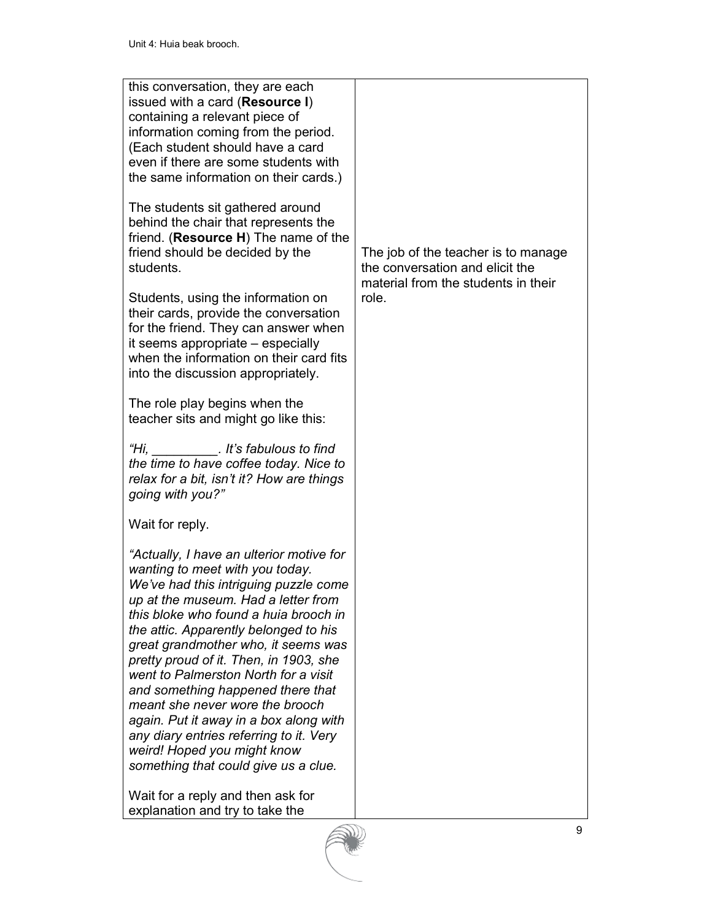| | |
|---|---|
| this conversation, they are each issued with a card (**Resource I**) containing a relevant piece of information coming from the period. (Each student should have a card even if there are some students with the same information on their cards.)<br><br>The students sit gathered around behind the chair that represents the friend. (**Resource H**) The name of the friend should be decided by the students.<br><br>Students, using the information on their cards, provide the conversation for the friend. They can answer when it seems appropriate – especially when the information on their card fits into the discussion appropriately.<br><br>The role play begins when the teacher sits and might go like this:<br><br>*"Hi, _________. It's fabulous to find the time to have coffee today. Nice to relax for a bit, isn't it? How are things going with you?"*<br><br>Wait for reply.<br><br>*"Actually, I have an ulterior motive for wanting to meet with you today. We've had this intriguing puzzle come up at the museum. Had a letter from this bloke who found a huia brooch in the attic. Apparently belonged to his great grandmother who, it seems was pretty proud of it. Then, in 1903, she went to Palmerston North for a visit and something happened there that meant she never wore the brooch again. Put it away in a box along with any diary entries referring to it. Very weird! Hoped you might know something that could give us a clue.*<br><br>Wait for a reply and then ask for explanation and try to take the | The job of the teacher is to manage the conversation and elicit the material from the students in their role. |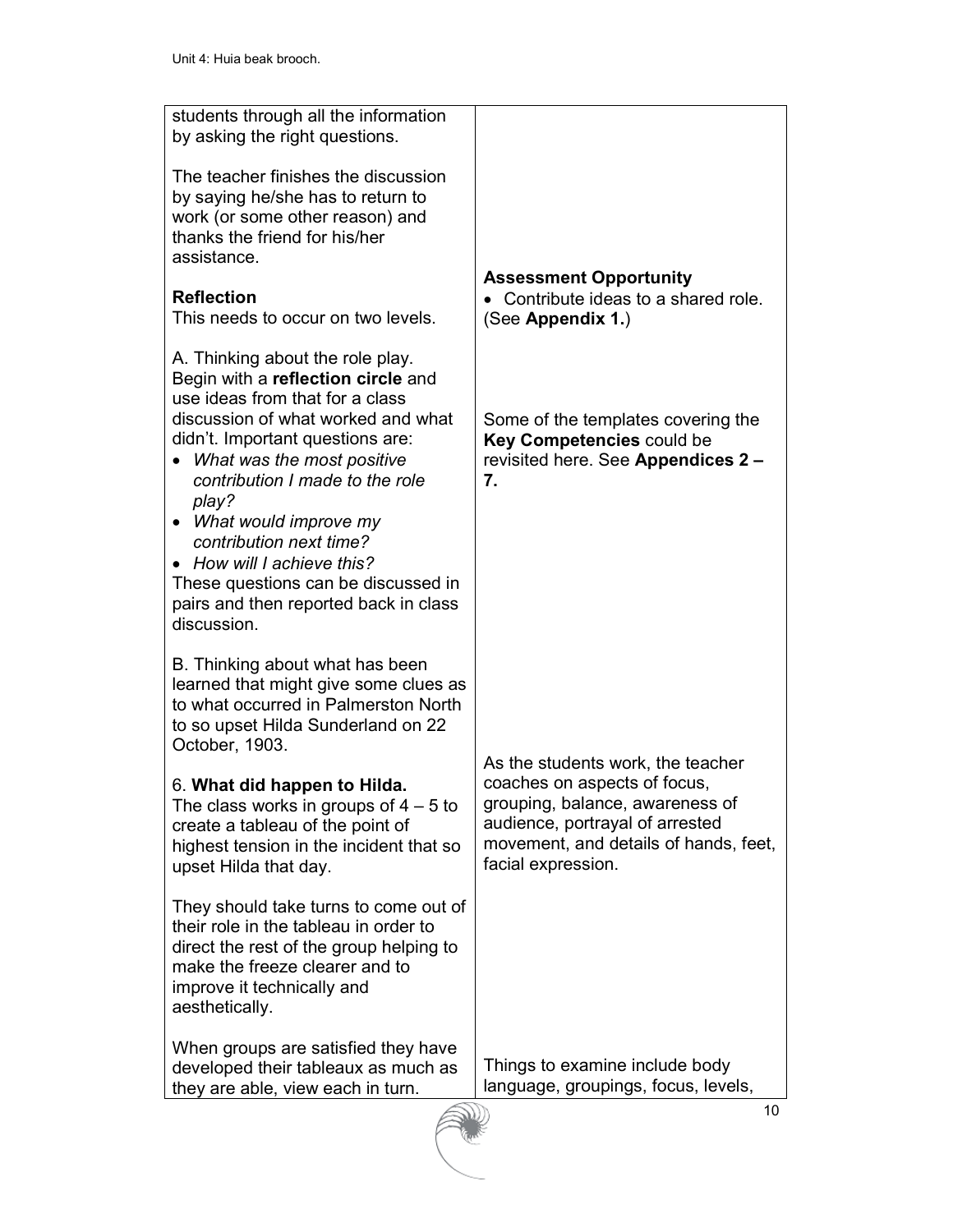| | |
|---|---|
| students through all the information by asking the right questions.<br><br>The teacher finishes the discussion by saying he/she has to return to work (or some other reason) and thanks the friend for his/her assistance. | |
| **Reflection**<br>This needs to occur on two levels. | **Assessment Opportunity**<br>• Contribute ideas to a shared role. (See **Appendix 1.**) |
| A. Thinking about the role play. Begin with a **reflection circle** and use ideas from that for a class discussion of what worked and what didn't. Important questions are:<br>• *What was the most positive contribution I made to the role play?*<br>• *What would improve my contribution next time?*<br>• *How will I achieve this?*<br>These questions can be discussed in pairs and then reported back in class discussion. | Some of the templates covering the **Key Competencies** could be revisited here. See **Appendices 2 – 7.** |
| B. Thinking about what has been learned that might give some clues as to what occurred in Palmerston North to so upset Hilda Sunderland on 22 October, 1903. | |
| 6. **What did happen to Hilda.**<br>The class works in groups of 4 – 5 to create a tableau of the point of highest tension in the incident that so upset Hilda that day. | As the students work, the teacher coaches on aspects of focus, grouping, balance, awareness of audience, portrayal of arrested movement, and details of hands, feet, facial expression. |
| They should take turns to come out of their role in the tableau in order to direct the rest of the group helping to make the freeze clearer and to improve it technically and aesthetically. | |
| When groups are satisfied they have developed their tableaux as much as they are able, view each in turn. | Things to examine include body language, groupings, focus, levels, |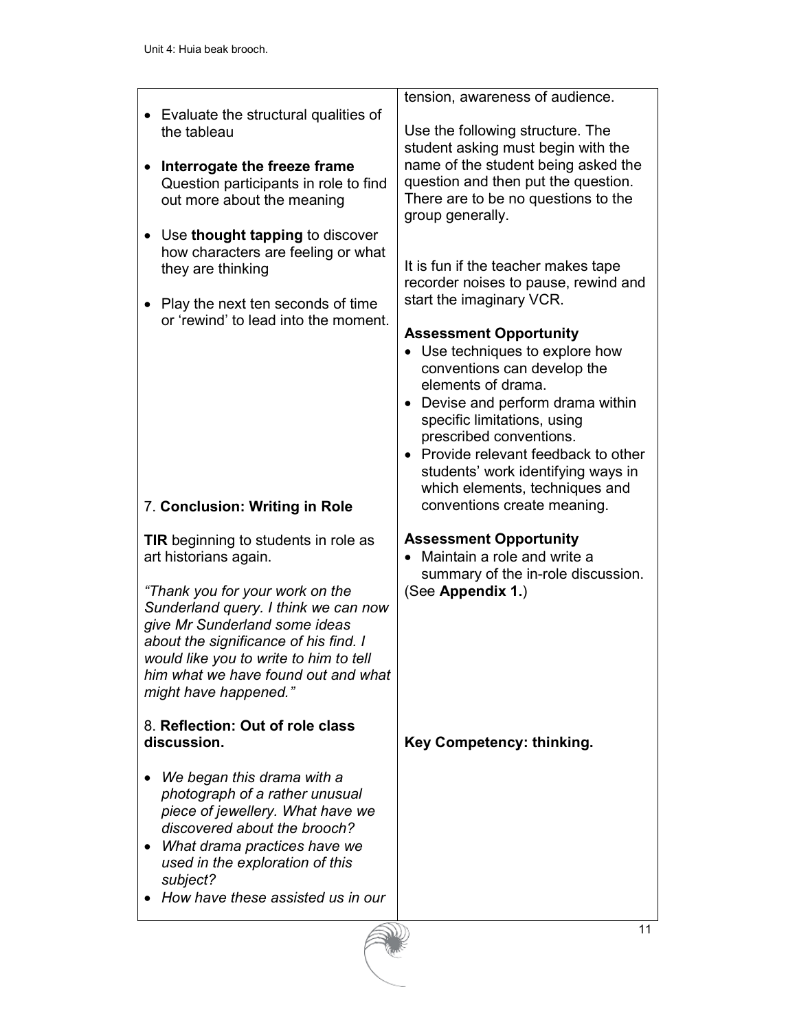| | |
|---|---|
| • Evaluate the structural qualities of the tableau<br><br>• **Interrogate the freeze frame** Question participants in role to find out more about the meaning<br><br>• Use **thought tapping** to discover how characters are feeling or what they are thinking<br><br>• Play the next ten seconds of time or 'rewind' to lead into the moment. | tension, awareness of audience.<br><br>Use the following structure. The student asking must begin with the name of the student being asked the question and then put the question. There are to be no questions to the group generally.<br><br>It is fun if the teacher makes tape recorder noises to pause, rewind and start the imaginary VCR.<br><br>**Assessment Opportunity**<br>• Use techniques to explore how conventions can develop the elements of drama.<br>• Devise and perform drama within specific limitations, using prescribed conventions.<br>• Provide relevant feedback to other students' work identifying ways in which elements, techniques and conventions create meaning. |
| 7. **Conclusion: Writing in Role**<br><br>**TIR** beginning to students in role as art historians again.<br><br>*"Thank you for your work on the Sunderland query. I think we can now give Mr Sunderland some ideas about the significance of his find. I would like you to write to him to tell him what we have found out and what might have happened."* | **Assessment Opportunity**<br>• Maintain a role and write a summary of the in-role discussion.<br>(See **Appendix 1.**) |
| 8. **Reflection: Out of role class discussion.**<br><br>• *We began this drama with a photograph of a rather unusual piece of jewellery. What have we discovered about the brooch?*<br>• *What drama practices have we used in the exploration of this subject?*<br>• *How have these assisted us in our* | **Key Competency: thinking.** |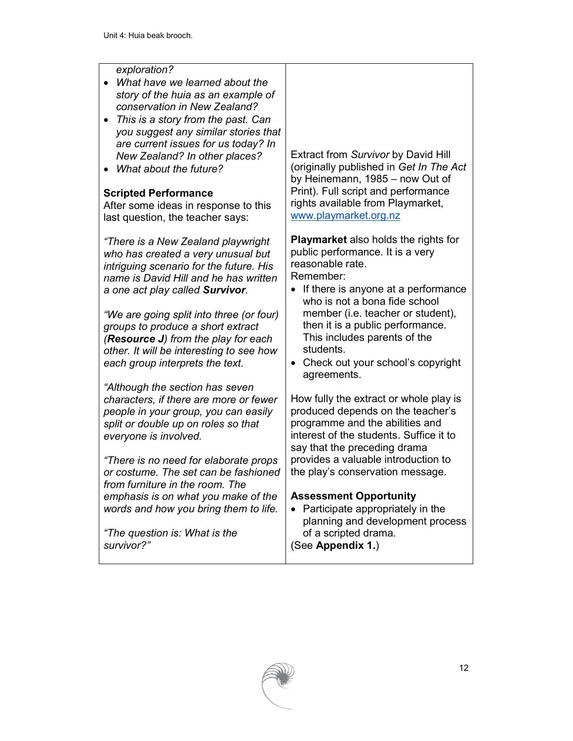*exploration?*

- *What have we learned about the story of the huia as an example of conservation in New Zealand?*
- *This is a story from the past. Can you suggest any similar stories that are current issues for us today? In New Zealand? In other places?*
- *What about the future?*

**Scripted Performance**

After some ideas in response to this last question, the teacher says:

*"There is a New Zealand playwright who has created a very unusual but intriguing scenario for the future. His name is David Hill and he has written a one act play called **Survivor**.*

*"We are going split into three (or four) groups to produce a short extract (**Resource J**) from the play for each other. It will be interesting to see how each group interprets the text.*

*"Although the section has seven characters, if there are more or fewer people in your group, you can easily split or double up on roles so that everyone is involved.*

*"There is no need for elaborate props or costume. The set can be fashioned from furniture in the room. The emphasis is on what you make of the words and how you bring them to life.*

*"The question is: What is the survivor?"*

Extract from *Survivor* by David Hill (originally published in *Get In The Act* by Heinemann, 1985 – now Out of Print). Full script and performance rights available from Playmarket, www.playmarket.org.nz

**Playmarket** also holds the rights for public performance. It is a very reasonable rate.

Remember:

- If there is anyone at a performance who is not a bona fide school member (i.e. teacher or student), then it is a public performance. This includes parents of the students.
- Check out your school's copyright agreements.

How fully the extract or whole play is produced depends on the teacher's programme and the abilities and interest of the students. Suffice it to say that the preceding drama provides a valuable introduction to the play's conservation message.

**Assessment Opportunity**

- Participate appropriately in the planning and development process of a scripted drama.

(See **Appendix 1.**)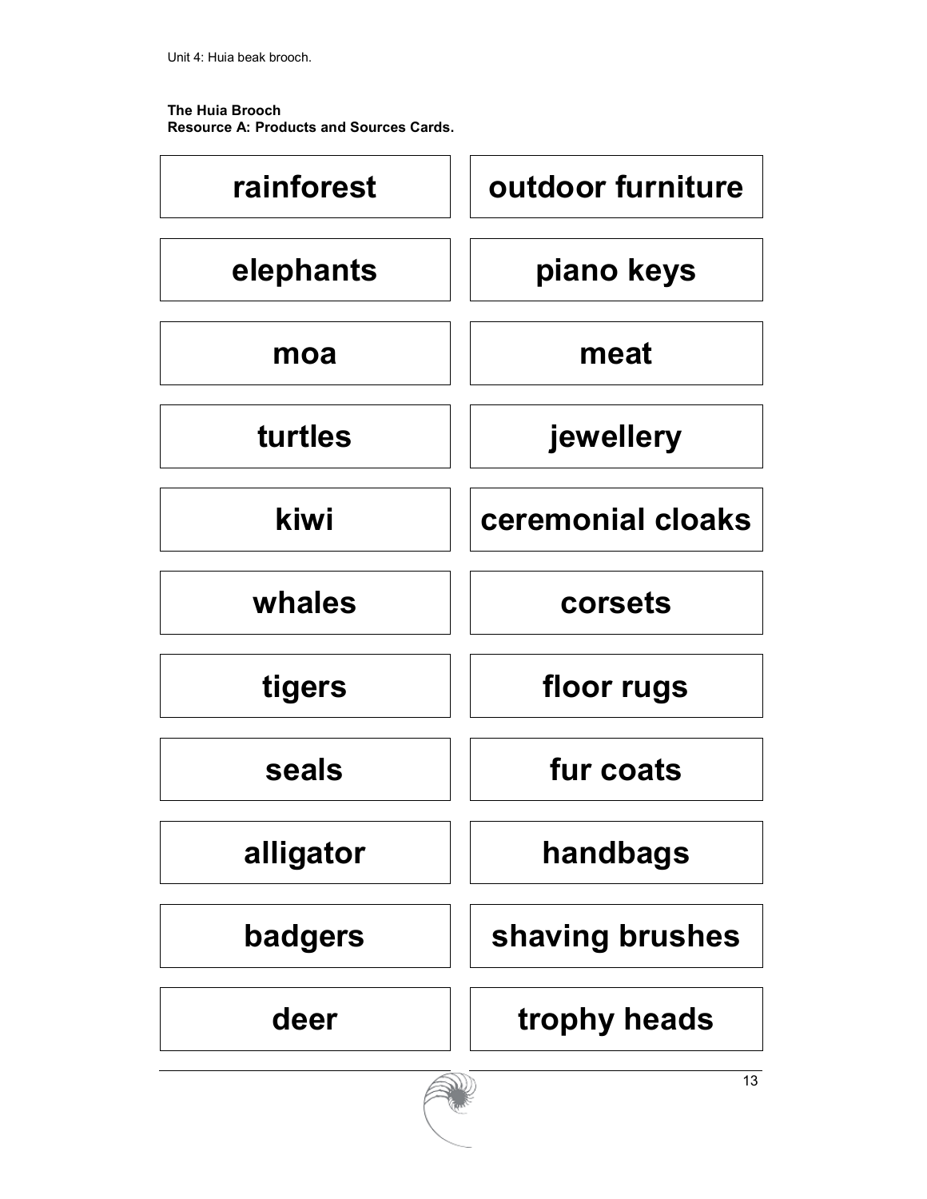**The Huia Brooch**
**Resource A: Products and Sources Cards.**

| | |
|---|---|
| **rainforest** | **outdoor furniture** |
| **elephants** | **piano keys** |
| **moa** | **meat** |
| **turtles** | **jewellery** |
| **kiwi** | **ceremonial cloaks** |
| **whales** | **corsets** |
| **tigers** | **floor rugs** |
| **seals** | **fur coats** |
| **alligator** | **handbags** |
| **badgers** | **shaving brushes** |
| **deer** | **trophy heads** |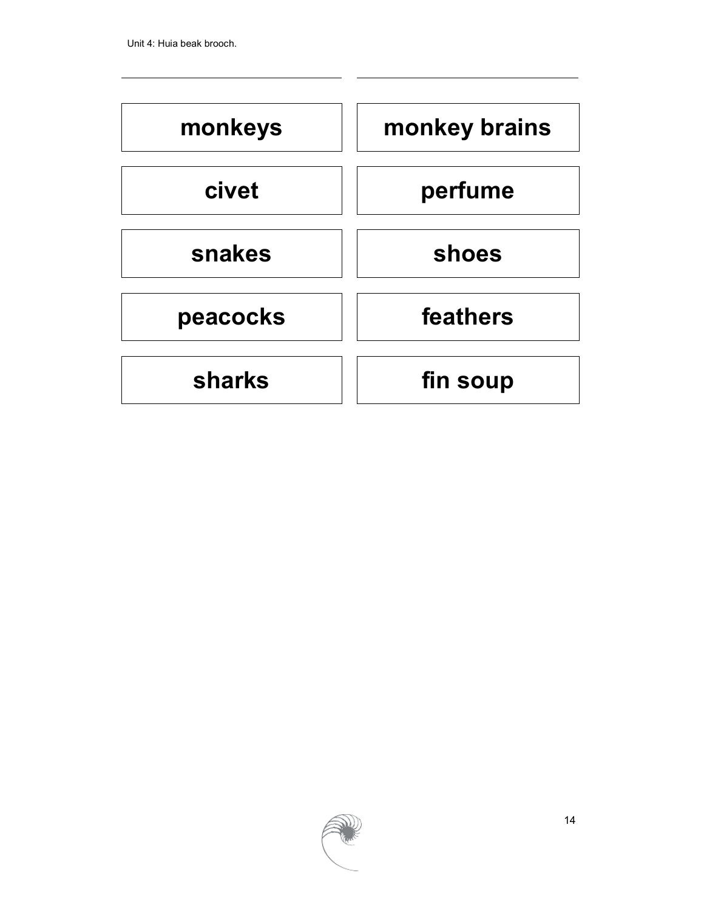| | |
|---|---|
| **monkeys** | **monkey brains** |
| **civet** | **perfume** |
| **snakes** | **shoes** |
| **peacocks** | **feathers** |
| **sharks** | **fin soup** |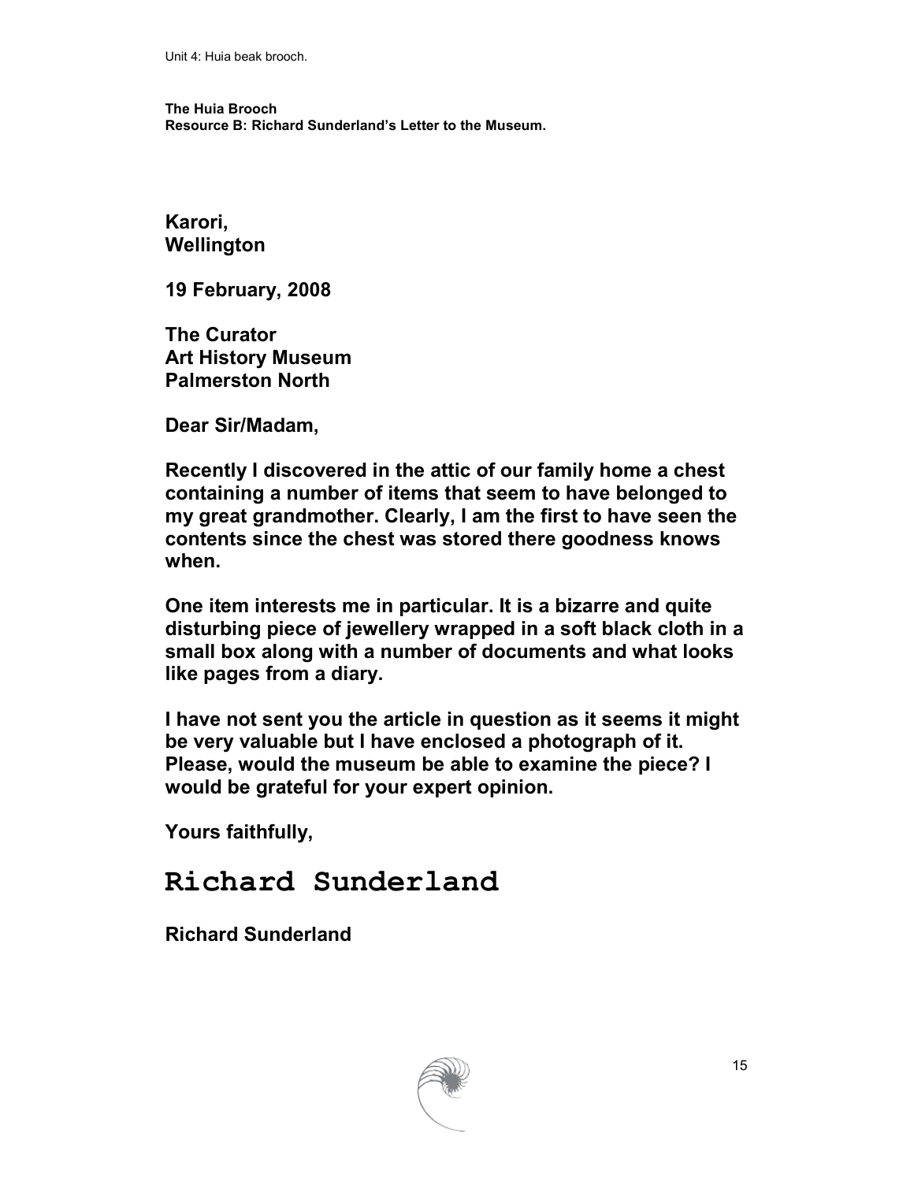**The Huia Brooch**
**Resource B: Richard Sunderland's Letter to the Museum.**

**Karori,**
**Wellington**

**19 February, 2008**

**The Curator**
**Art History Museum**
**Palmerston North**

**Dear Sir/Madam,**

**Recently I discovered in the attic of our family home a chest containing a number of items that seem to have belonged to my great grandmother. Clearly, I am the first to have seen the contents since the chest was stored there goodness knows when.**

**One item interests me in particular. It is a bizarre and quite disturbing piece of jewellery wrapped in a soft black cloth in a small box along with a number of documents and what looks like pages from a diary.**

**I have not sent you the article in question as it seems it might be very valuable but I have enclosed a photograph of it. Please, would the museum be able to examine the piece? I would be grateful for your expert opinion.**

**Yours faithfully,**

**Richard Sunderland**

**Richard Sunderland**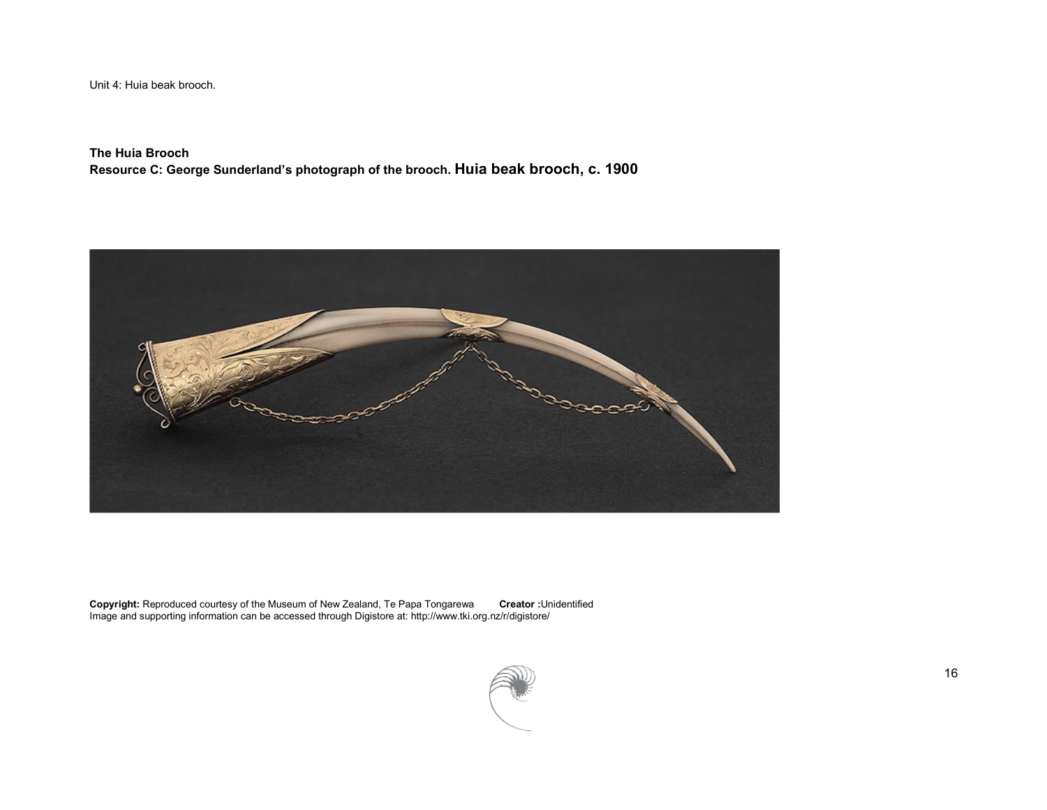Unit 4: Huia beak brooch.

**The Huia Brooch**
**Resource C: George Sunderland's photograph of the brooch. Huia beak brooch, c. 1900**

**Copyright:** Reproduced courtesy of the Museum of New Zealand, Te Papa Tongarewa **Creator :**Unidentified
Image and supporting information can be accessed through Digistore at: http://www.tki.org.nz/r/digistore/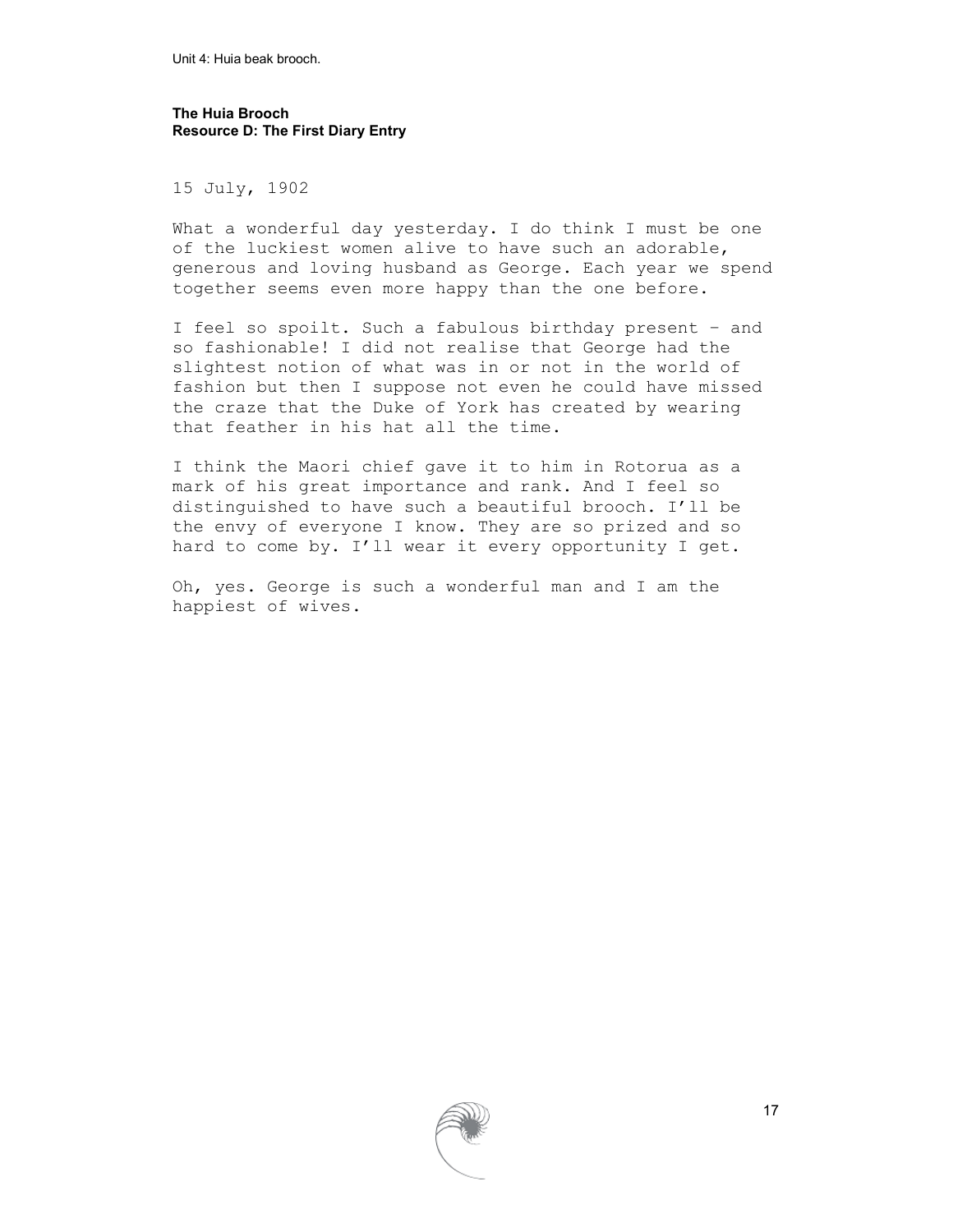**The Huia Brooch**
**Resource D: The First Diary Entry**

15 July, 1902

What a wonderful day yesterday. I do think I must be one of the luckiest women alive to have such an adorable, generous and loving husband as George. Each year we spend together seems even more happy than the one before.

I feel so spoilt. Such a fabulous birthday present – and so fashionable! I did not realise that George had the slightest notion of what was in or not in the world of fashion but then I suppose not even he could have missed the craze that the Duke of York has created by wearing that feather in his hat all the time.

I think the Maori chief gave it to him in Rotorua as a mark of his great importance and rank. And I feel so distinguished to have such a beautiful brooch. I'll be the envy of everyone I know. They are so prized and so hard to come by. I'll wear it every opportunity I get.

Oh, yes. George is such a wonderful man and I am the happiest of wives.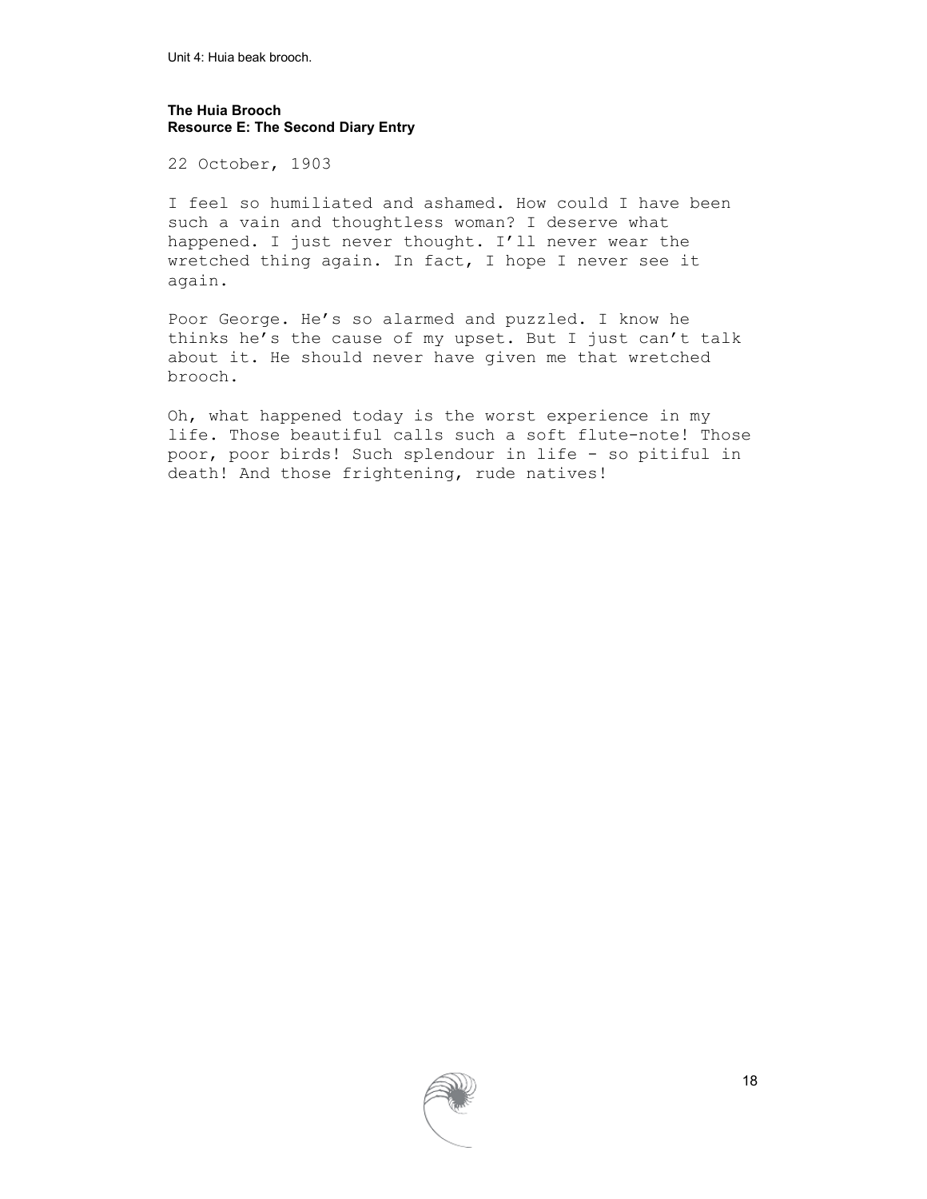**The Huia Brooch**
**Resource E: The Second Diary Entry**

22 October, 1903

I feel so humiliated and ashamed. How could I have been such a vain and thoughtless woman? I deserve what happened. I just never thought. I'll never wear the wretched thing again. In fact, I hope I never see it again.

Poor George. He's so alarmed and puzzled. I know he thinks he's the cause of my upset. But I just can't talk about it. He should never have given me that wretched brooch.

Oh, what happened today is the worst experience in my life. Those beautiful calls such a soft flute-note! Those poor, poor birds! Such splendour in life - so pitiful in death! And those frightening, rude natives!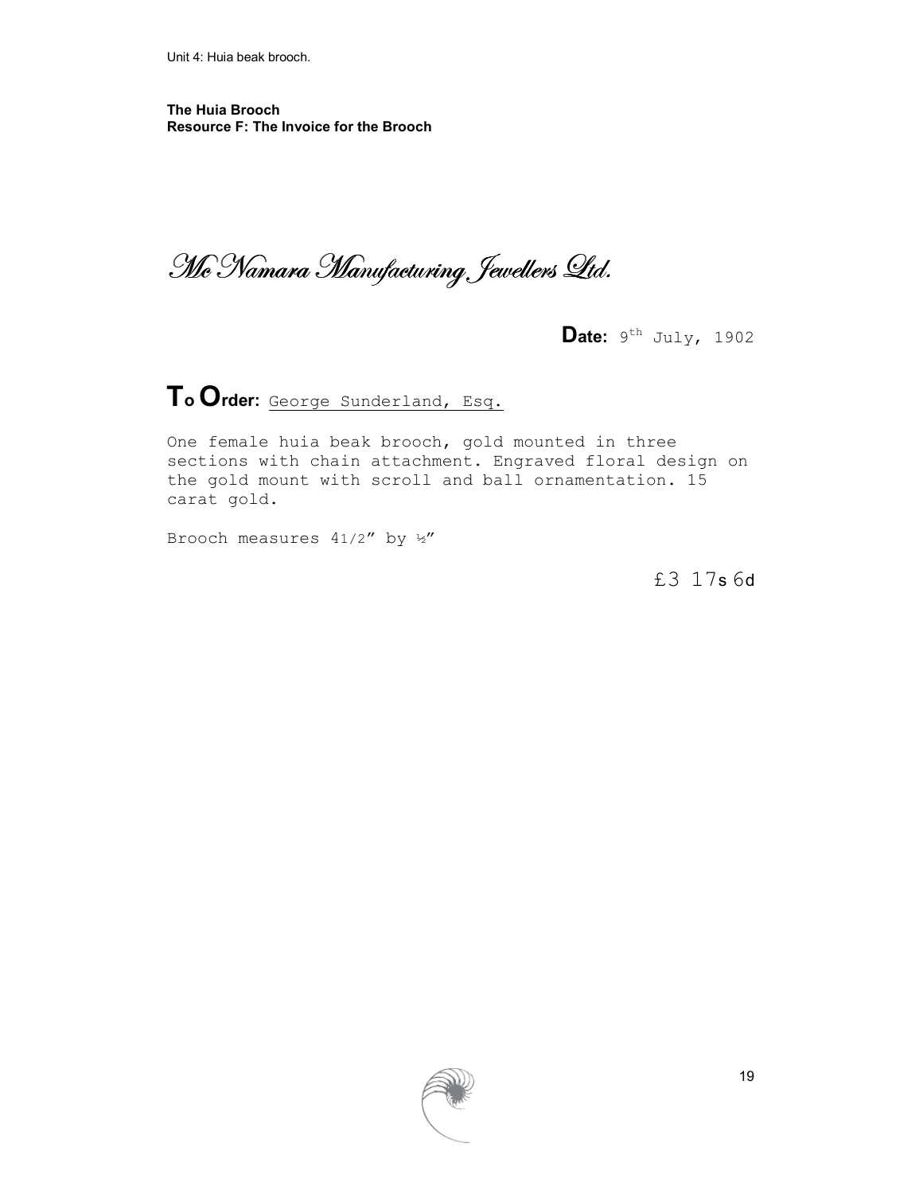**The Huia Brooch**
**Resource F: The Invoice for the Brooch**

*McNamara Manufacturing Jewellers Ltd.*

**Date:** 9th July, 1902

## To Order: George Sunderland, Esq.

One female huia beak brooch, gold mounted in three sections with chain attachment. Engraved floral design on the gold mount with scroll and ball ornamentation. 15 carat gold.

Brooch measures 41/2" by ½"

£3 17s 6d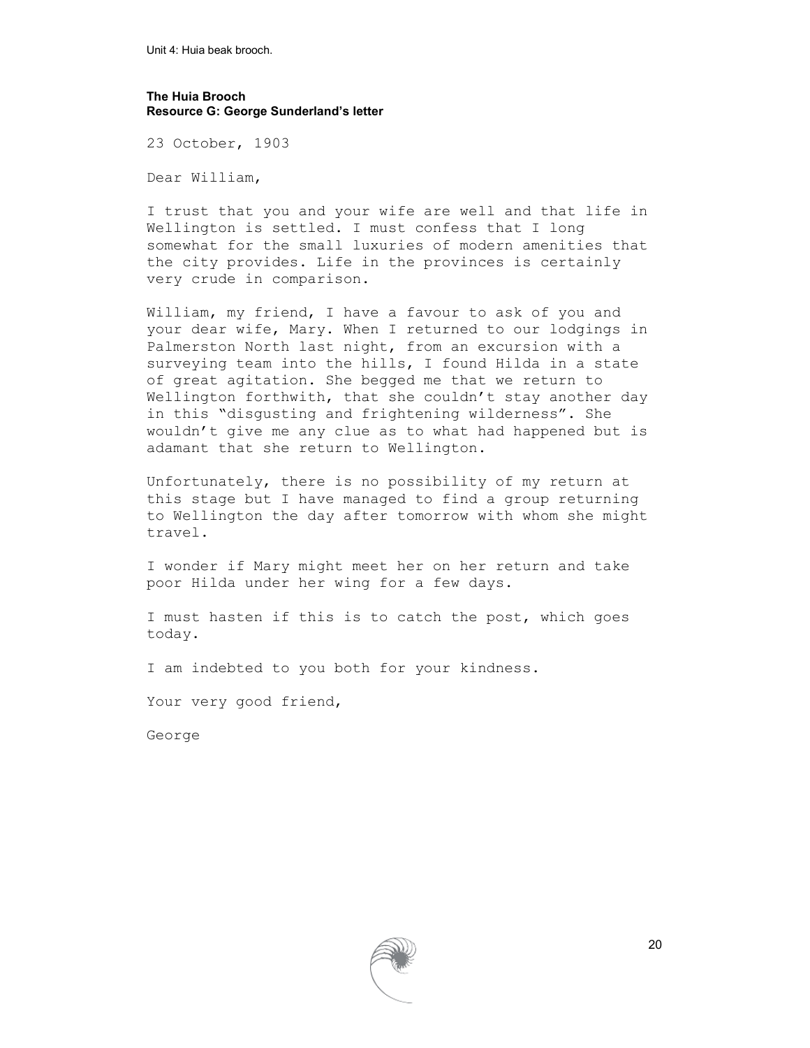**The Huia Brooch**
**Resource G: George Sunderland's letter**

23 October, 1903

Dear William,

I trust that you and your wife are well and that life in Wellington is settled. I must confess that I long somewhat for the small luxuries of modern amenities that the city provides. Life in the provinces is certainly very crude in comparison.

William, my friend, I have a favour to ask of you and your dear wife, Mary. When I returned to our lodgings in Palmerston North last night, from an excursion with a surveying team into the hills, I found Hilda in a state of great agitation. She begged me that we return to Wellington forthwith, that she couldn't stay another day in this "disgusting and frightening wilderness". She wouldn't give me any clue as to what had happened but is adamant that she return to Wellington.

Unfortunately, there is no possibility of my return at this stage but I have managed to find a group returning to Wellington the day after tomorrow with whom she might travel.

I wonder if Mary might meet her on her return and take poor Hilda under her wing for a few days.

I must hasten if this is to catch the post, which goes today.

I am indebted to you both for your kindness.

Your very good friend,

George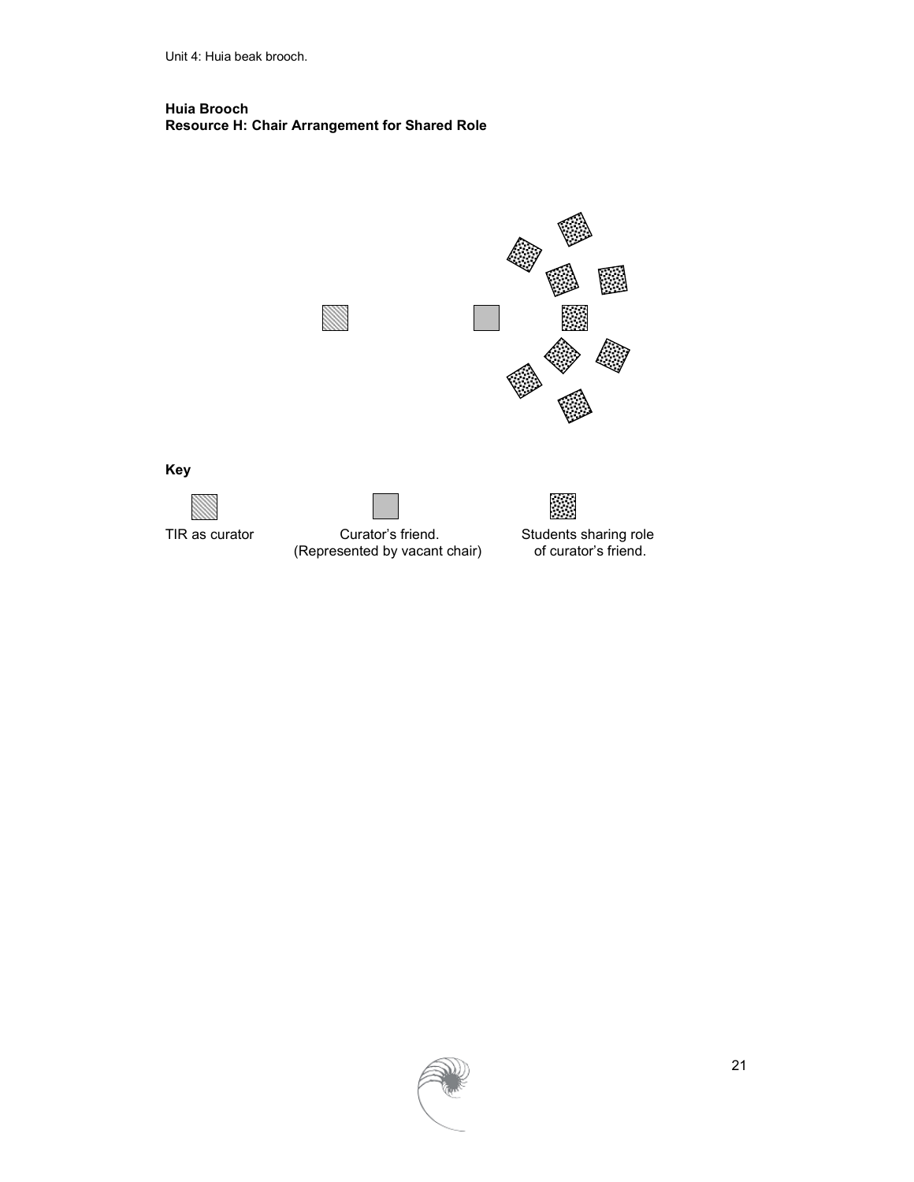**Huia Brooch**
**Resource H: Chair Arrangement for Shared Role**

**Key**

TIR as curator

Curator's friend.
(Represented by vacant chair)

Students sharing role of curator's friend.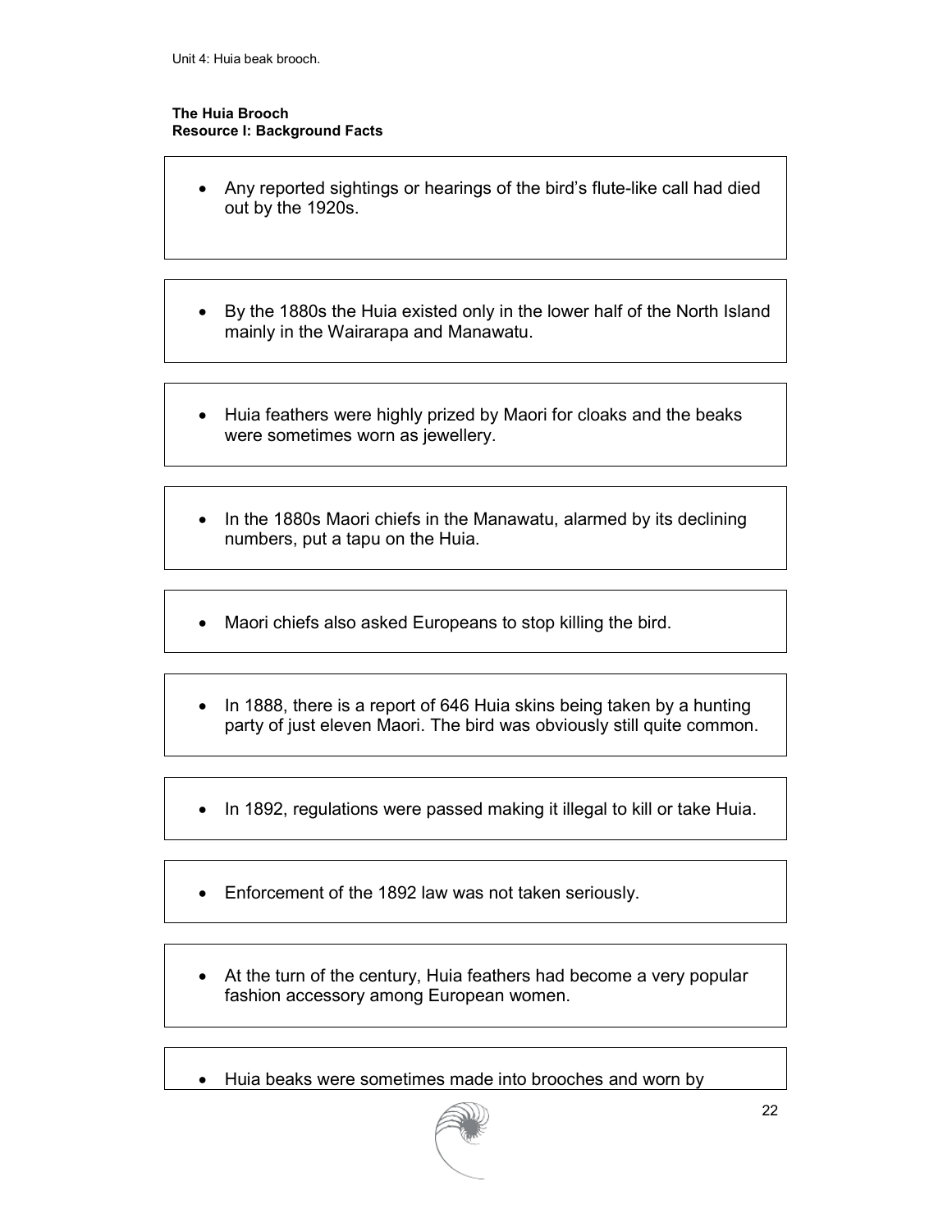**The Huia Brooch**
**Resource I: Background Facts**

- Any reported sightings or hearings of the bird's flute-like call had died out by the 1920s.

- By the 1880s the Huia existed only in the lower half of the North Island mainly in the Wairarapa and Manawatu.

- Huia feathers were highly prized by Maori for cloaks and the beaks were sometimes worn as jewellery.

- In the 1880s Maori chiefs in the Manawatu, alarmed by its declining numbers, put a tapu on the Huia.

- Maori chiefs also asked Europeans to stop killing the bird.

- In 1888, there is a report of 646 Huia skins being taken by a hunting party of just eleven Maori. The bird was obviously still quite common.

- In 1892, regulations were passed making it illegal to kill or take Huia.

- Enforcement of the 1892 law was not taken seriously.

- At the turn of the century, Huia feathers had become a very popular fashion accessory among European women.

- Huia beaks were sometimes made into brooches and worn by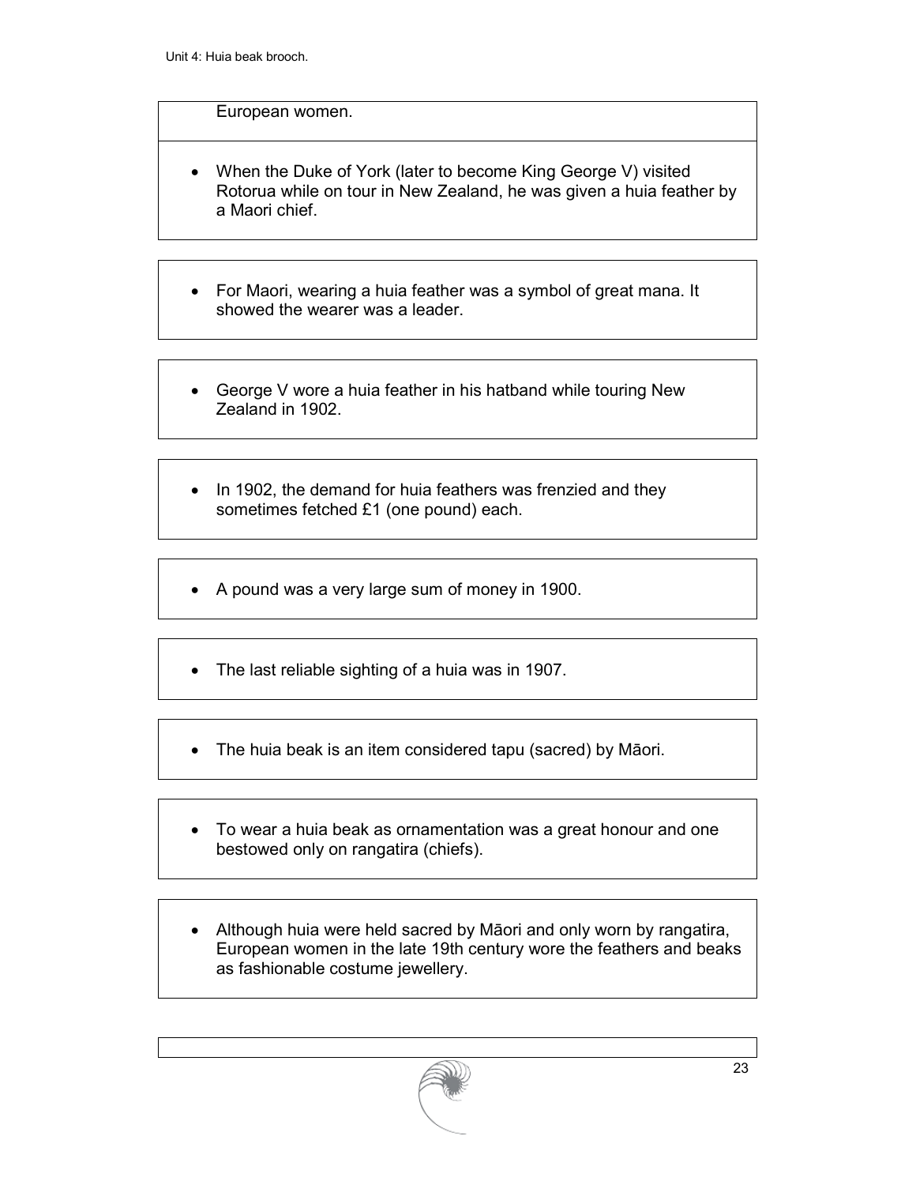European women.

- When the Duke of York (later to become King George V) visited Rotorua while on tour in New Zealand, he was given a huia feather by a Maori chief.

- For Maori, wearing a huia feather was a symbol of great mana. It showed the wearer was a leader.

- George V wore a huia feather in his hatband while touring New Zealand in 1902.

- In 1902, the demand for huia feathers was frenzied and they sometimes fetched £1 (one pound) each.

- A pound was a very large sum of money in 1900.

- The last reliable sighting of a huia was in 1907.

- The huia beak is an item considered tapu (sacred) by Māori.

- To wear a huia beak as ornamentation was a great honour and one bestowed only on rangatira (chiefs).

- Although huia were held sacred by Māori and only worn by rangatira, European women in the late 19th century wore the feathers and beaks as fashionable costume jewellery.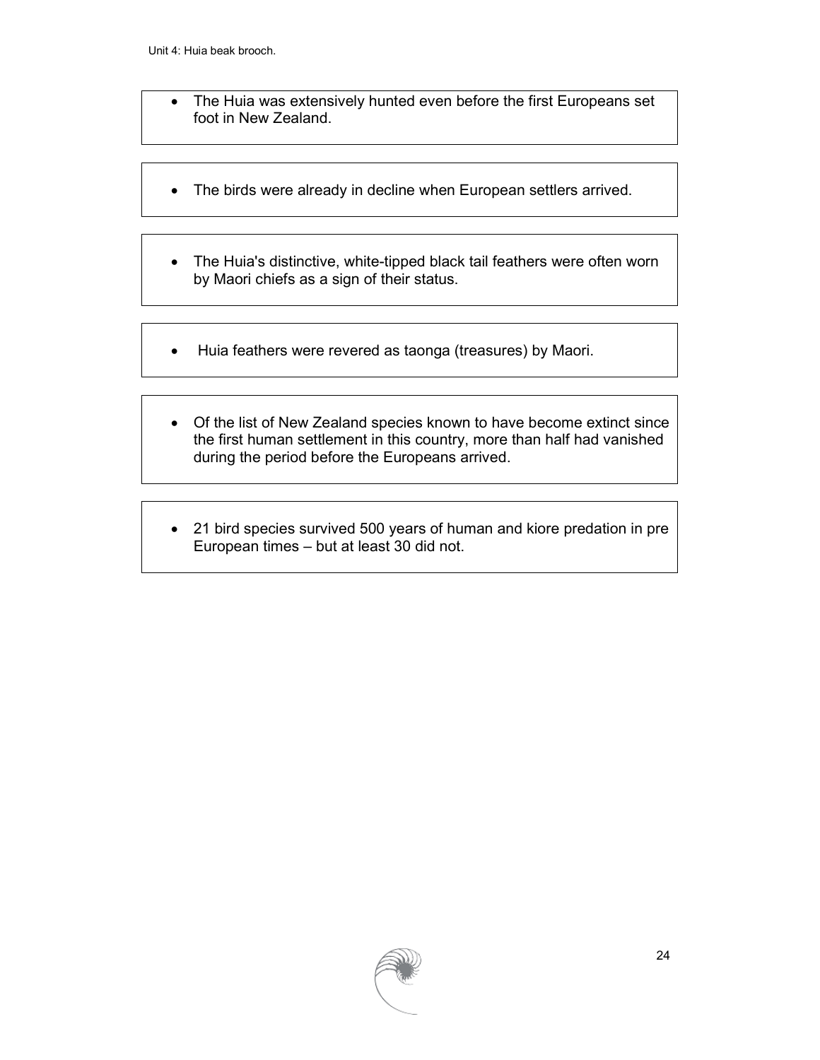- The Huia was extensively hunted even before the first Europeans set foot in New Zealand.

- The birds were already in decline when European settlers arrived.

- The Huia's distinctive, white-tipped black tail feathers were often worn by Maori chiefs as a sign of their status.

- Huia feathers were revered as taonga (treasures) by Maori.

- Of the list of New Zealand species known to have become extinct since the first human settlement in this country, more than half had vanished during the period before the Europeans arrived.

- 21 bird species survived 500 years of human and kiore predation in pre European times – but at least 30 did not.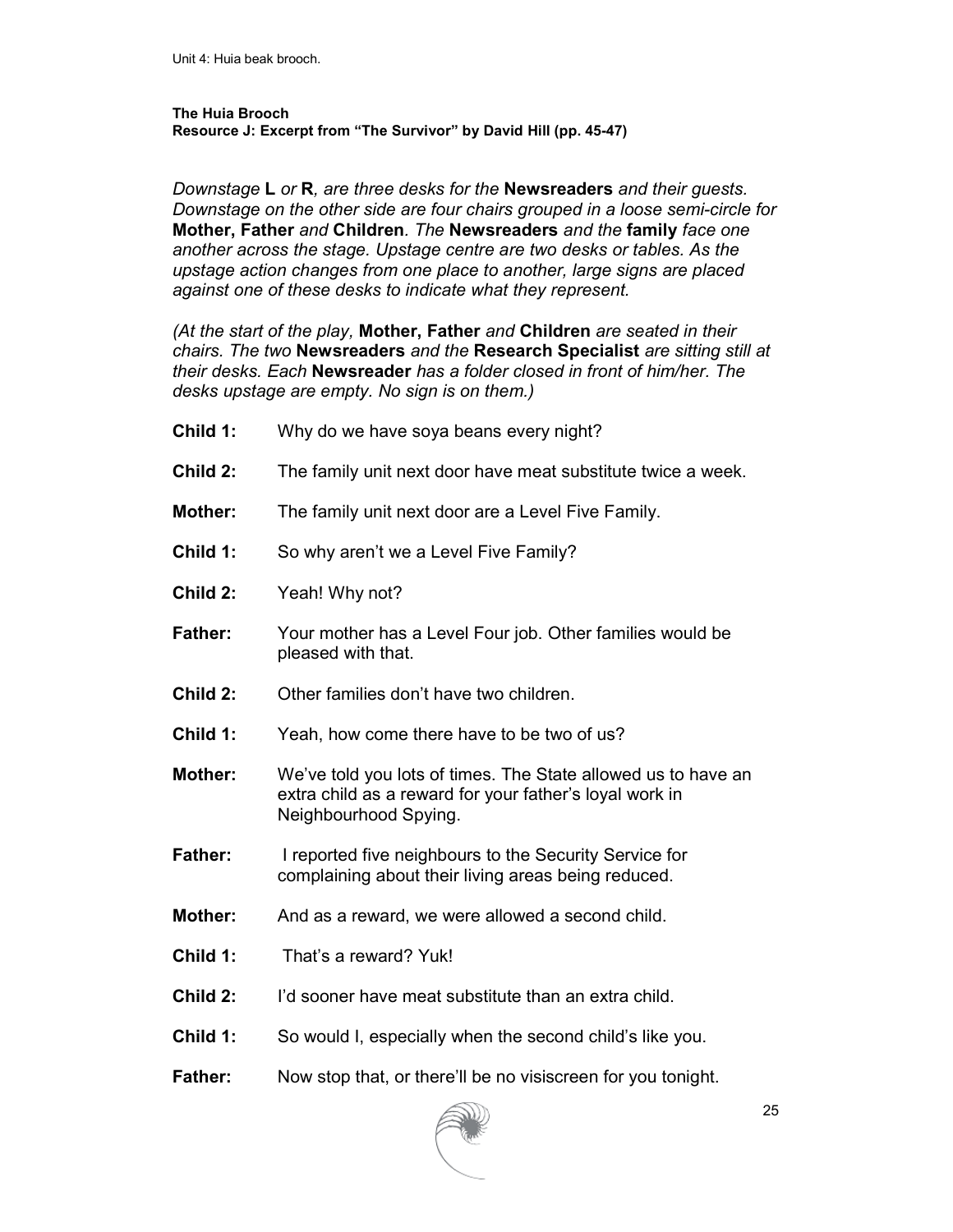**The Huia Brooch**
**Resource J: Excerpt from "The Survivor" by David Hill (pp. 45-47)**

*Downstage* **L** *or* **R***, are three desks for the* **Newsreaders** *and their guests. Downstage on the other side are four chairs grouped in a loose semi-circle for* **Mother, Father** *and* **Children***. The* **Newsreaders** *and the* **family** *face one another across the stage. Upstage centre are two desks or tables. As the upstage action changes from one place to another, large signs are placed against one of these desks to indicate what they represent.*

*(At the start of the play,* **Mother, Father** *and* **Children** *are seated in their chairs. The two* **Newsreaders** *and the* **Research Specialist** *are sitting still at their desks. Each* **Newsreader** *has a folder closed in front of him/her. The desks upstage are empty. No sign is on them.)*

**Child 1:** Why do we have soya beans every night?

**Child 2:** The family unit next door have meat substitute twice a week.

**Mother:** The family unit next door are a Level Five Family.

**Child 1:** So why aren't we a Level Five Family?

**Child 2:** Yeah! Why not?

**Father:** Your mother has a Level Four job. Other families would be pleased with that.

**Child 2:** Other families don't have two children.

**Child 1:** Yeah, how come there have to be two of us?

**Mother:** We've told you lots of times. The State allowed us to have an extra child as a reward for your father's loyal work in Neighbourhood Spying.

**Father:** I reported five neighbours to the Security Service for complaining about their living areas being reduced.

**Mother:** And as a reward, we were allowed a second child.

**Child 1:** That's a reward? Yuk!

**Child 2:** I'd sooner have meat substitute than an extra child.

**Child 1:** So would I, especially when the second child's like you.

**Father:** Now stop that, or there'll be no visiscreen for you tonight.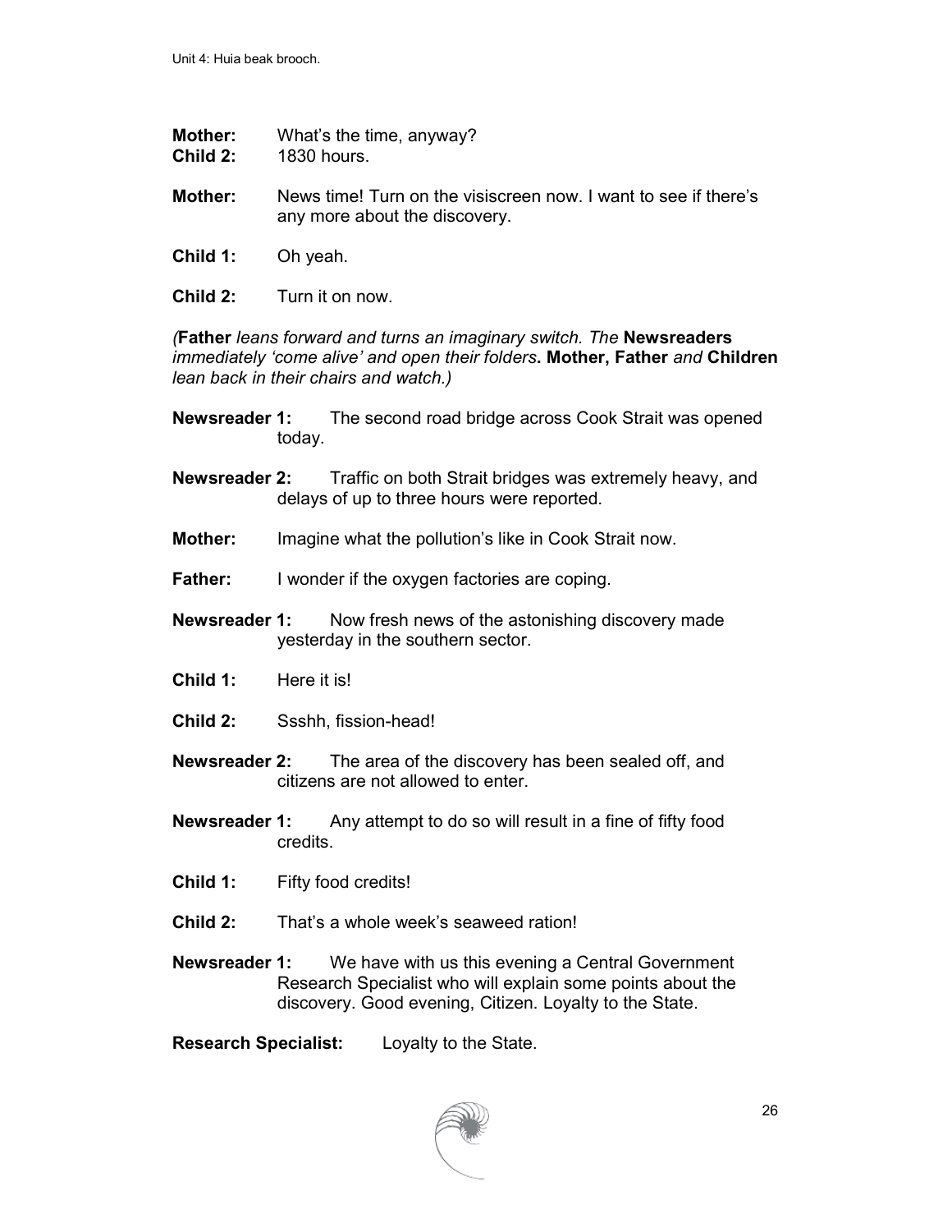**Mother:** What's the time, anyway?
**Child 2:** 1830 hours.

**Mother:** News time! Turn on the visiscreen now. I want to see if there's any more about the discovery.

**Child 1:** Oh yeah.

**Child 2:** Turn it on now.

*(***Father** *leans forward and turns an imaginary switch. The* **Newsreaders** *immediately 'come alive' and open their folders***. Mother, Father** *and* **Children** *lean back in their chairs and watch.)*

**Newsreader 1:** The second road bridge across Cook Strait was opened today.

**Newsreader 2:** Traffic on both Strait bridges was extremely heavy, and delays of up to three hours were reported.

**Mother:** Imagine what the pollution's like in Cook Strait now.

**Father:** I wonder if the oxygen factories are coping.

**Newsreader 1:** Now fresh news of the astonishing discovery made yesterday in the southern sector.

**Child 1:** Here it is!

**Child 2:** Ssshh, fission-head!

**Newsreader 2:** The area of the discovery has been sealed off, and citizens are not allowed to enter.

**Newsreader 1:** Any attempt to do so will result in a fine of fifty food credits.

**Child 1:** Fifty food credits!

**Child 2:** That's a whole week's seaweed ration!

**Newsreader 1:** We have with us this evening a Central Government Research Specialist who will explain some points about the discovery. Good evening, Citizen. Loyalty to the State.

**Research Specialist:** Loyalty to the State.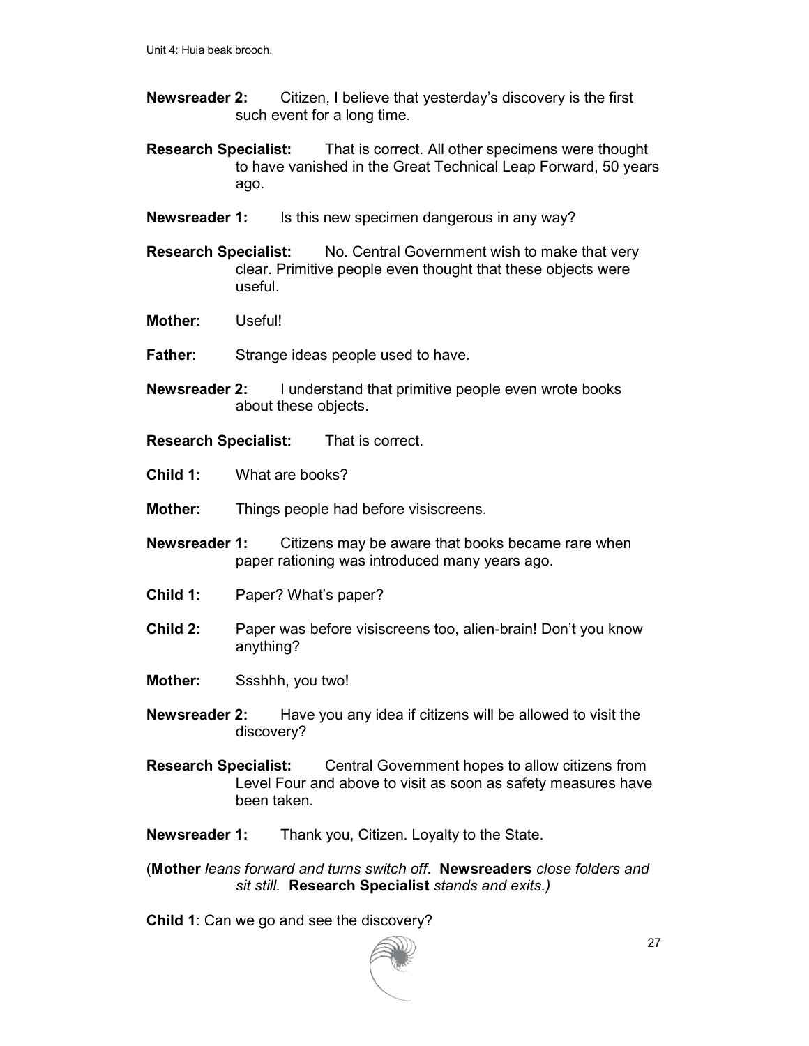**Newsreader 2:** Citizen, I believe that yesterday's discovery is the first such event for a long time.

**Research Specialist:** That is correct. All other specimens were thought to have vanished in the Great Technical Leap Forward, 50 years ago.

**Newsreader 1:** Is this new specimen dangerous in any way?

**Research Specialist:** No. Central Government wish to make that very clear. Primitive people even thought that these objects were useful.

**Mother:** Useful!

**Father:** Strange ideas people used to have.

**Newsreader 2:** I understand that primitive people even wrote books about these objects.

**Research Specialist:** That is correct.

**Child 1:** What are books?

**Mother:** Things people had before visiscreens.

**Newsreader 1:** Citizens may be aware that books became rare when paper rationing was introduced many years ago.

**Child 1:** Paper? What's paper?

**Child 2:** Paper was before visiscreens too, alien-brain! Don't you know anything?

**Mother:** Ssshhh, you two!

**Newsreader 2:** Have you any idea if citizens will be allowed to visit the discovery?

**Research Specialist:** Central Government hopes to allow citizens from Level Four and above to visit as soon as safety measures have been taken.

**Newsreader 1:** Thank you, Citizen. Loyalty to the State.

(**Mother** *leans forward and turns switch off.* **Newsreaders** *close folders and sit still.* **Research Specialist** *stands and exits.)*

**Child 1**: Can we go and see the discovery?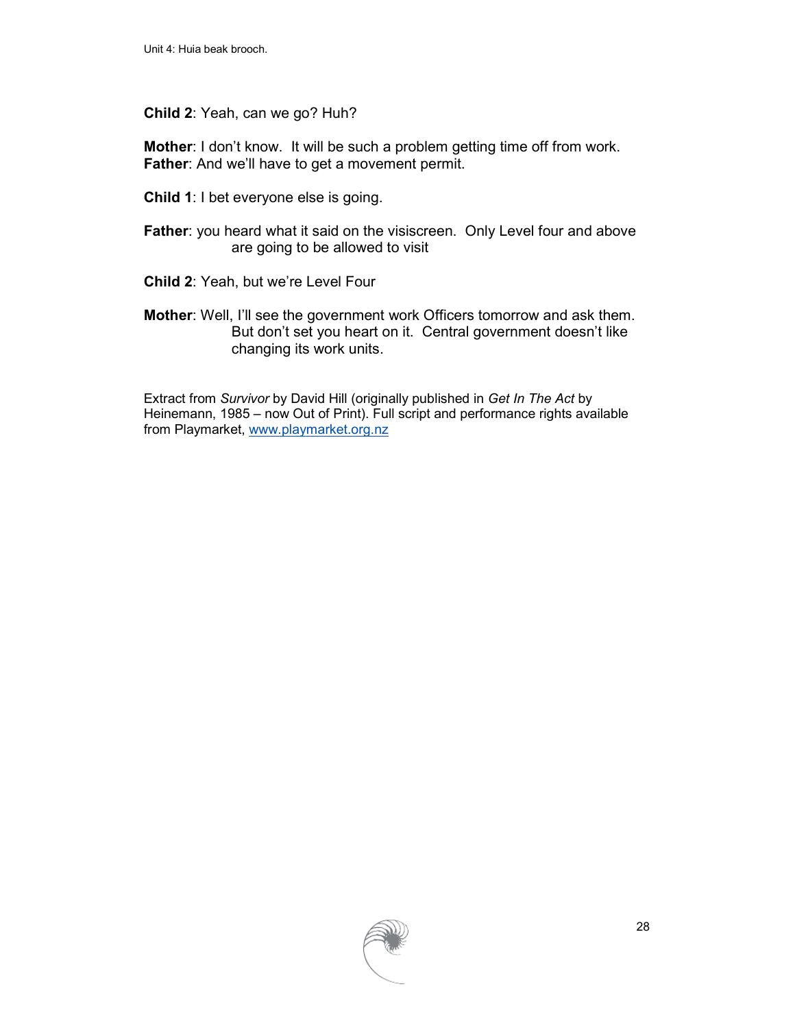**Child 2**: Yeah, can we go? Huh?

**Mother**: I don't know. It will be such a problem getting time off from work.
**Father**: And we'll have to get a movement permit.

**Child 1**: I bet everyone else is going.

**Father**: you heard what it said on the visiscreen. Only Level four and above are going to be allowed to visit

**Child 2**: Yeah, but we're Level Four

**Mother**: Well, I'll see the government work Officers tomorrow and ask them. But don't set you heart on it. Central government doesn't like changing its work units.

Extract from *Survivor* by David Hill (originally published in *Get In The Act* by Heinemann, 1985 – now Out of Print). Full script and performance rights available from Playmarket, [www.playmarket.org.nz](http://www.playmarket.org.nz)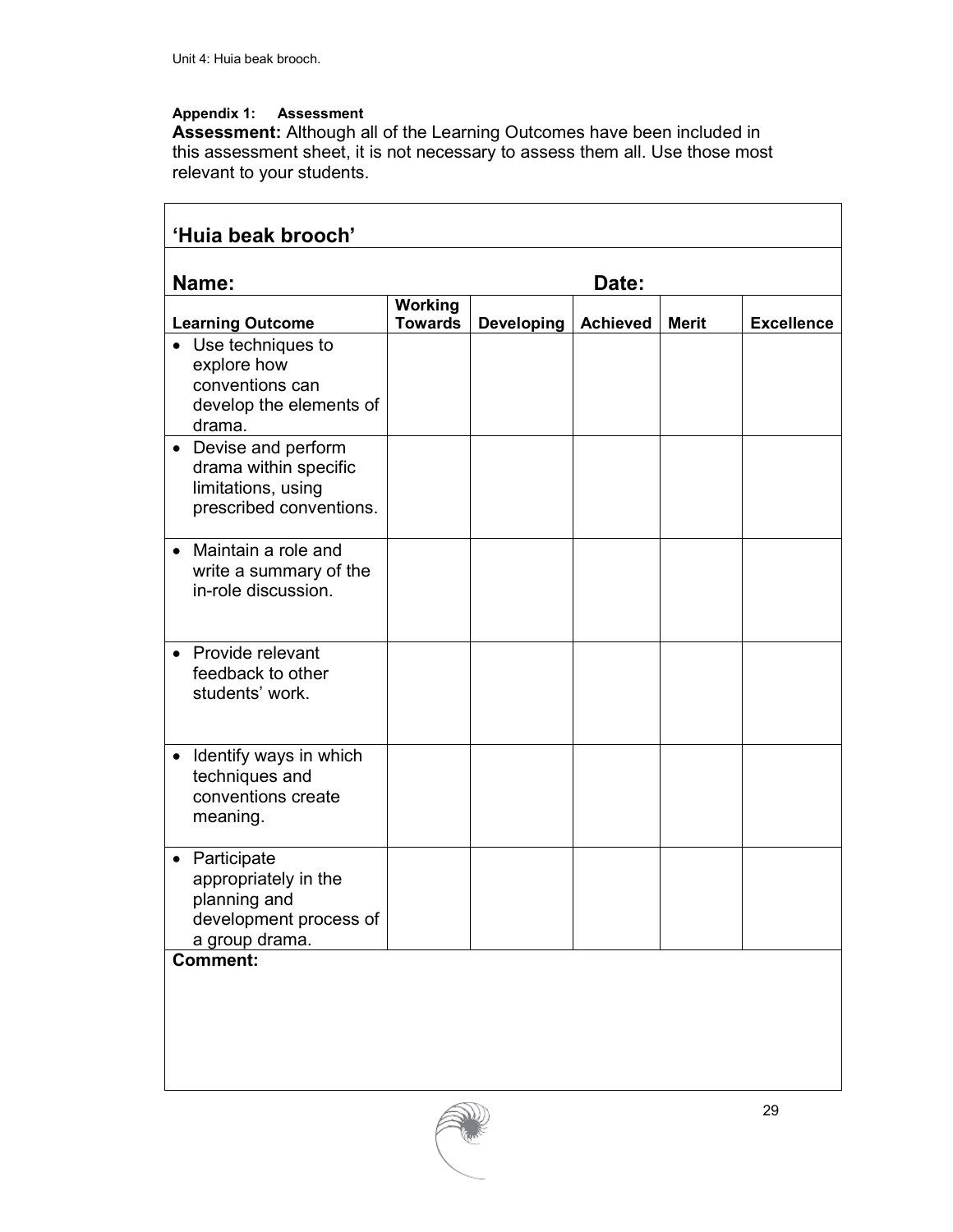**Appendix 1: Assessment**

**Assessment:** Although all of the Learning Outcomes have been included in this assessment sheet, it is not necessary to assess them all. Use those most relevant to your students.

## 'Huia beak brooch'

**Name:** **Date:**

| Learning Outcome | Working Towards | Developing | Achieved | Merit | Excellence |
|---|---|---|---|---|---|
| • Use techniques to explore how conventions can develop the elements of drama. | | | | | |
| • Devise and perform drama within specific limitations, using prescribed conventions. | | | | | |
| • Maintain a role and write a summary of the in-role discussion. | | | | | |
| • Provide relevant feedback to other students' work. | | | | | |
| • Identify ways in which techniques and conventions create meaning. | | | | | |
| • Participate appropriately in the planning and development process of a group drama. | | | | | |

**Comment:**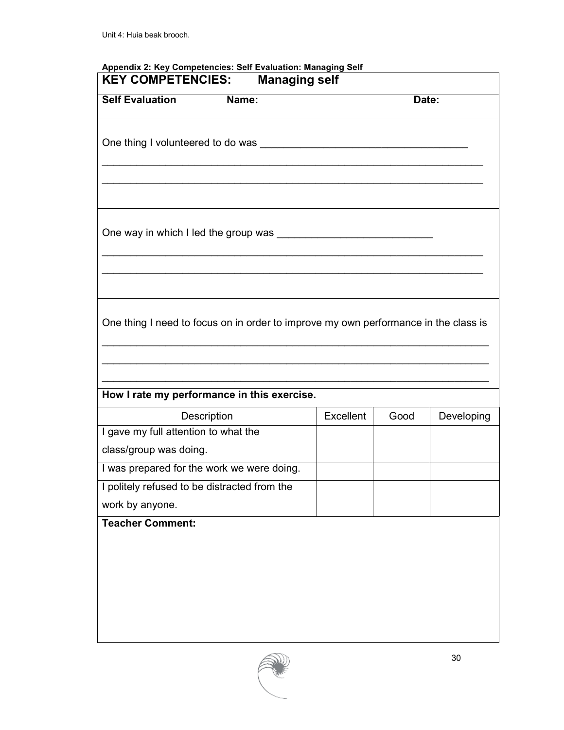**Appendix 2: Key Competencies: Self Evaluation: Managing Self**

## KEY COMPETENCIES: Managing self

**Self Evaluation** **Name:** **Date:**

One thing I volunteered to do was ___________________________________

_________________________________________________________________

_________________________________________________________________

One way in which I led the group was ___________________________

_________________________________________________________________

_________________________________________________________________

One thing I need to focus on in order to improve my own performance in the class is

_________________________________________________________________

_________________________________________________________________

_________________________________________________________________

**How I rate my performance in this exercise.**

| Description | Excellent | Good | Developing |
|---|---|---|---|
| I gave my full attention to what the class/group was doing. | | | |
| I was prepared for the work we were doing. | | | |
| I politely refused to be distracted from the work by anyone. | | | |

**Teacher Comment:**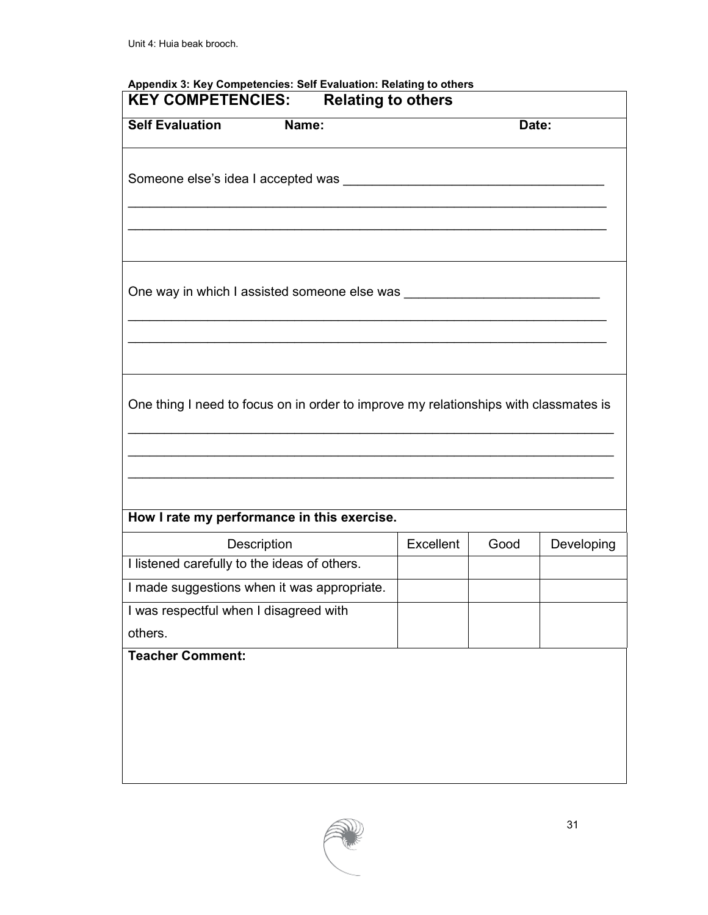**Appendix 3: Key Competencies: Self Evaluation: Relating to others**

## KEY COMPETENCIES: Relating to others

**Self Evaluation** **Name:** **Date:**

Someone else's idea I accepted was ___________________________________

_________________________________________________________________

_________________________________________________________________

One way in which I assisted someone else was __________________________

_________________________________________________________________

_________________________________________________________________

One thing I need to focus on in order to improve my relationships with classmates is

_________________________________________________________________

_________________________________________________________________

_________________________________________________________________

**How I rate my performance in this exercise.**

| Description | Excellent | Good | Developing |
|---|---|---|---|
| I listened carefully to the ideas of others. | | | |
| I made suggestions when it was appropriate. | | | |
| I was respectful when I disagreed with others. | | | |

**Teacher Comment:**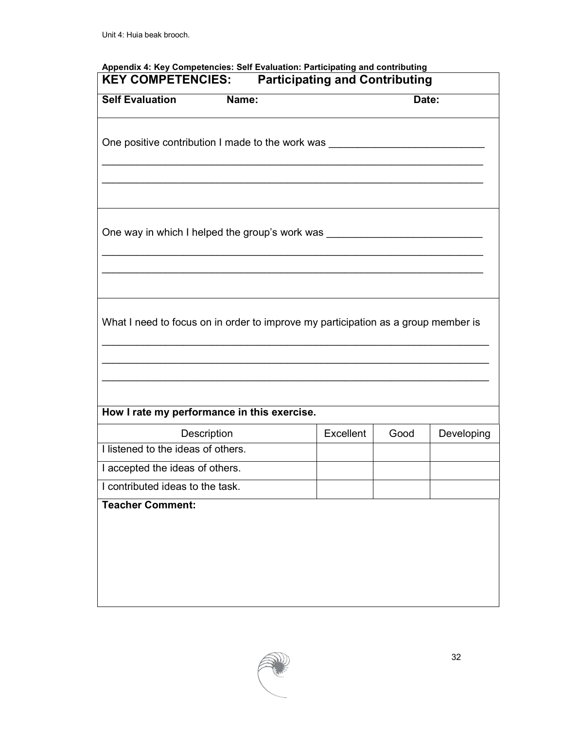**Appendix 4: Key Competencies: Self Evaluation: Participating and contributing**

## KEY COMPETENCIES: Participating and Contributing

**Self Evaluation** **Name:** **Date:**

One positive contribution I made to the work was ___________________________

_____________________________________________________________________

_____________________________________________________________________

One way in which I helped the group's work was ___________________________

_____________________________________________________________________

_____________________________________________________________________

What I need to focus on in order to improve my participation as a group member is

_____________________________________________________________________

_____________________________________________________________________

_____________________________________________________________________

**How I rate my performance in this exercise.**

| Description | Excellent | Good | Developing |
|---|---|---|---|
| I listened to the ideas of others. | | | |
| I accepted the ideas of others. | | | |
| I contributed ideas to the task. | | | |

**Teacher Comment:**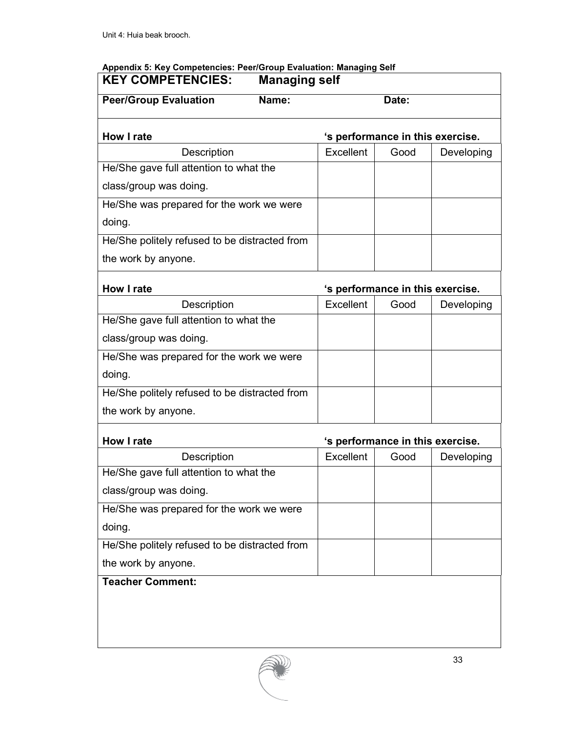**Appendix 5: Key Competencies: Peer/Group Evaluation: Managing Self**

| KEY COMPETENCIES: Managing self | | | |
|---|---|---|---|
| **Peer/Group Evaluation** **Name:** | | **Date:** | |
| **How I rate** | **'s performance in this exercise.** | | |
| Description | Excellent | Good | Developing |
| He/She gave full attention to what the class/group was doing. | | | |
| He/She was prepared for the work we were doing. | | | |
| He/She politely refused to be distracted from the work by anyone. | | | |
| **How I rate** | **'s performance in this exercise.** | | |
| Description | Excellent | Good | Developing |
| He/She gave full attention to what the class/group was doing. | | | |
| He/She was prepared for the work we were doing. | | | |
| He/She politely refused to be distracted from the work by anyone. | | | |
| **How I rate** | **'s performance in this exercise.** | | |
| Description | Excellent | Good | Developing |
| He/She gave full attention to what the class/group was doing. | | | |
| He/She was prepared for the work we were doing. | | | |
| He/She politely refused to be distracted from the work by anyone. | | | |
| **Teacher Comment:** | | | |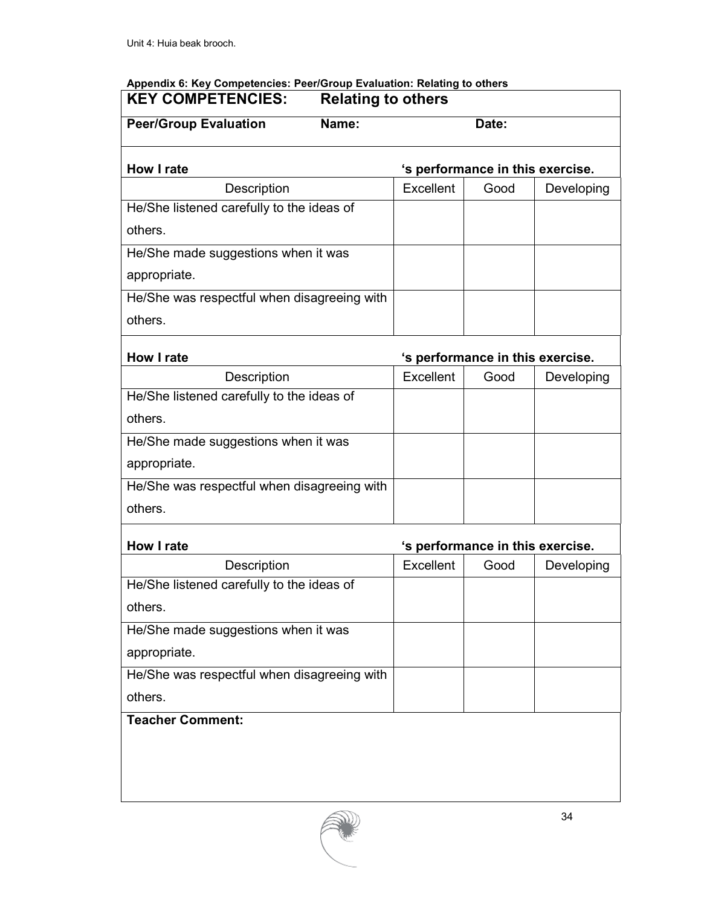**Appendix 6: Key Competencies: Peer/Group Evaluation: Relating to others**

| **KEY COMPETENCIES: Relating to others** | | | |
|---|---|---|---|
| **Peer/Group Evaluation** | **Name:** | **Date:** | |
| **How I rate** | **'s performance in this exercise.** | | |
| Description | Excellent | Good | Developing |
| He/She listened carefully to the ideas of others. | | | |
| He/She made suggestions when it was appropriate. | | | |
| He/She was respectful when disagreeing with others. | | | |
| **How I rate** | **'s performance in this exercise.** | | |
| Description | Excellent | Good | Developing |
| He/She listened carefully to the ideas of others. | | | |
| He/She made suggestions when it was appropriate. | | | |
| He/She was respectful when disagreeing with others. | | | |
| **How I rate** | **'s performance in this exercise.** | | |
| Description | Excellent | Good | Developing |
| He/She listened carefully to the ideas of others. | | | |
| He/She made suggestions when it was appropriate. | | | |
| He/She was respectful when disagreeing with others. | | | |
| **Teacher Comment:** | | | |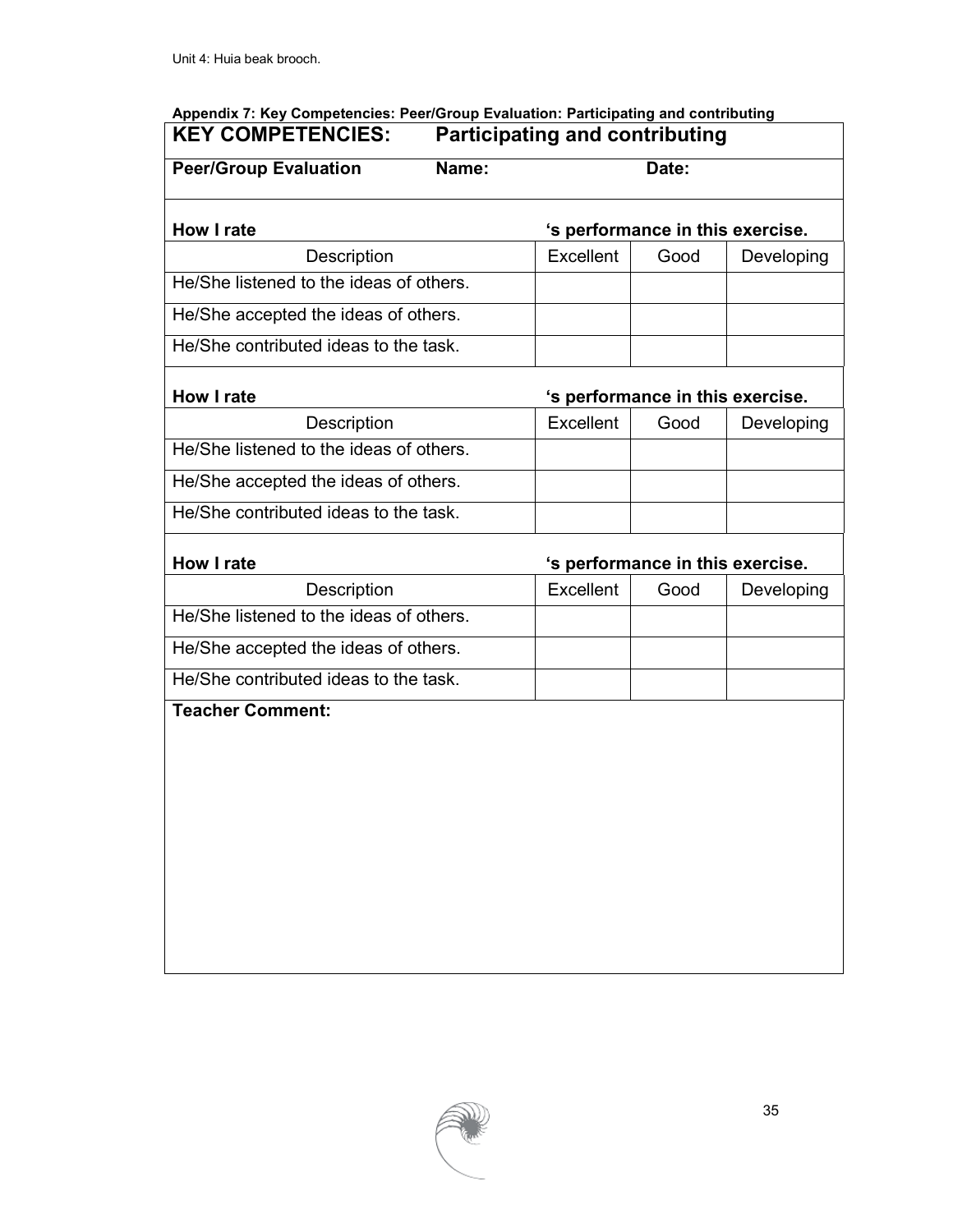**Appendix 7: Key Competencies: Peer/Group Evaluation: Participating and contributing**

## KEY COMPETENCIES: Participating and contributing

**Peer/Group Evaluation** **Name:** **Date:**

**How I rate 's performance in this exercise.**

| Description | Excellent | Good | Developing |
|---|---|---|---|
| He/She listened to the ideas of others. | | | |
| He/She accepted the ideas of others. | | | |
| He/She contributed ideas to the task. | | | |

**How I rate 's performance in this exercise.**

| Description | Excellent | Good | Developing |
|---|---|---|---|
| He/She listened to the ideas of others. | | | |
| He/She accepted the ideas of others. | | | |
| He/She contributed ideas to the task. | | | |

**How I rate 's performance in this exercise.**

| Description | Excellent | Good | Developing |
|---|---|---|---|
| He/She listened to the ideas of others. | | | |
| He/She accepted the ideas of others. | | | |
| He/She contributed ideas to the task. | | | |

**Teacher Comment:**